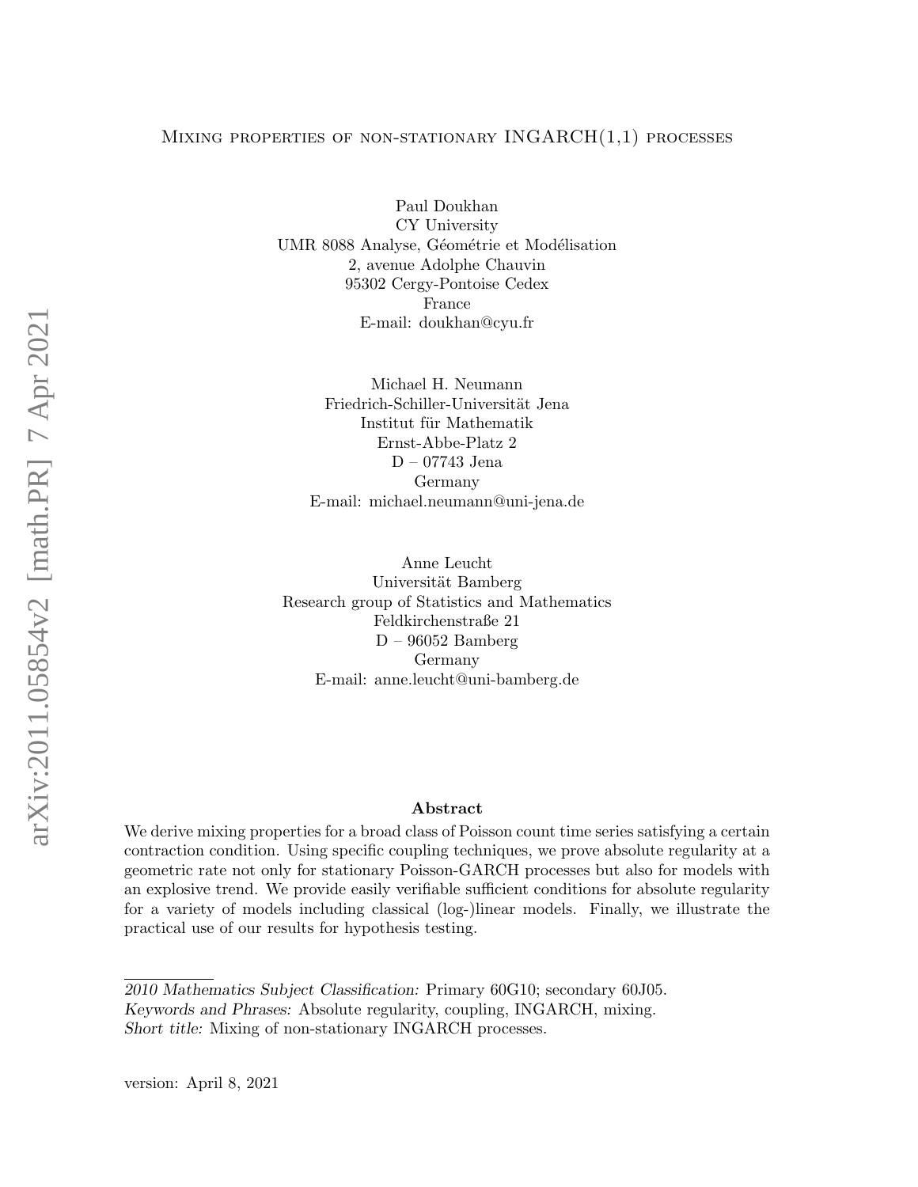# Mixing properties of non-stationary INGARCH(1,1) processes

Paul Doukhan
CY University
UMR 8088 Analyse, Géométrie et Modélisation
2, avenue Adolphe Chauvin
95302 Cergy-Pontoise Cedex
France
E-mail: doukhan@cyu.fr

Michael H. Neumann
Friedrich-Schiller-Universität Jena
Institut für Mathematik
Ernst-Abbe-Platz 2
D – 07743 Jena
Germany
E-mail: michael.neumann@uni-jena.de

Anne Leucht
Universität Bamberg
Research group of Statistics and Mathematics
Feldkirchenstraße 21
D – 96052 Bamberg
Germany
E-mail: anne.leucht@uni-bamberg.de

## Abstract

We derive mixing properties for a broad class of Poisson count time series satisfying a certain contraction condition. Using specific coupling techniques, we prove absolute regularity at a geometric rate not only for stationary Poisson-GARCH processes but also for models with an explosive trend. We provide easily verifiable sufficient conditions for absolute regularity for a variety of models including classical (log-)linear models. Finally, we illustrate the practical use of our results for hypothesis testing.

---

*2010 Mathematics Subject Classification:* Primary 60G10; secondary 60J05.
*Keywords and Phrases:* Absolute regularity, coupling, INGARCH, mixing.
*Short title:* Mixing of non-stationary INGARCH processes.

version: April 8, 2021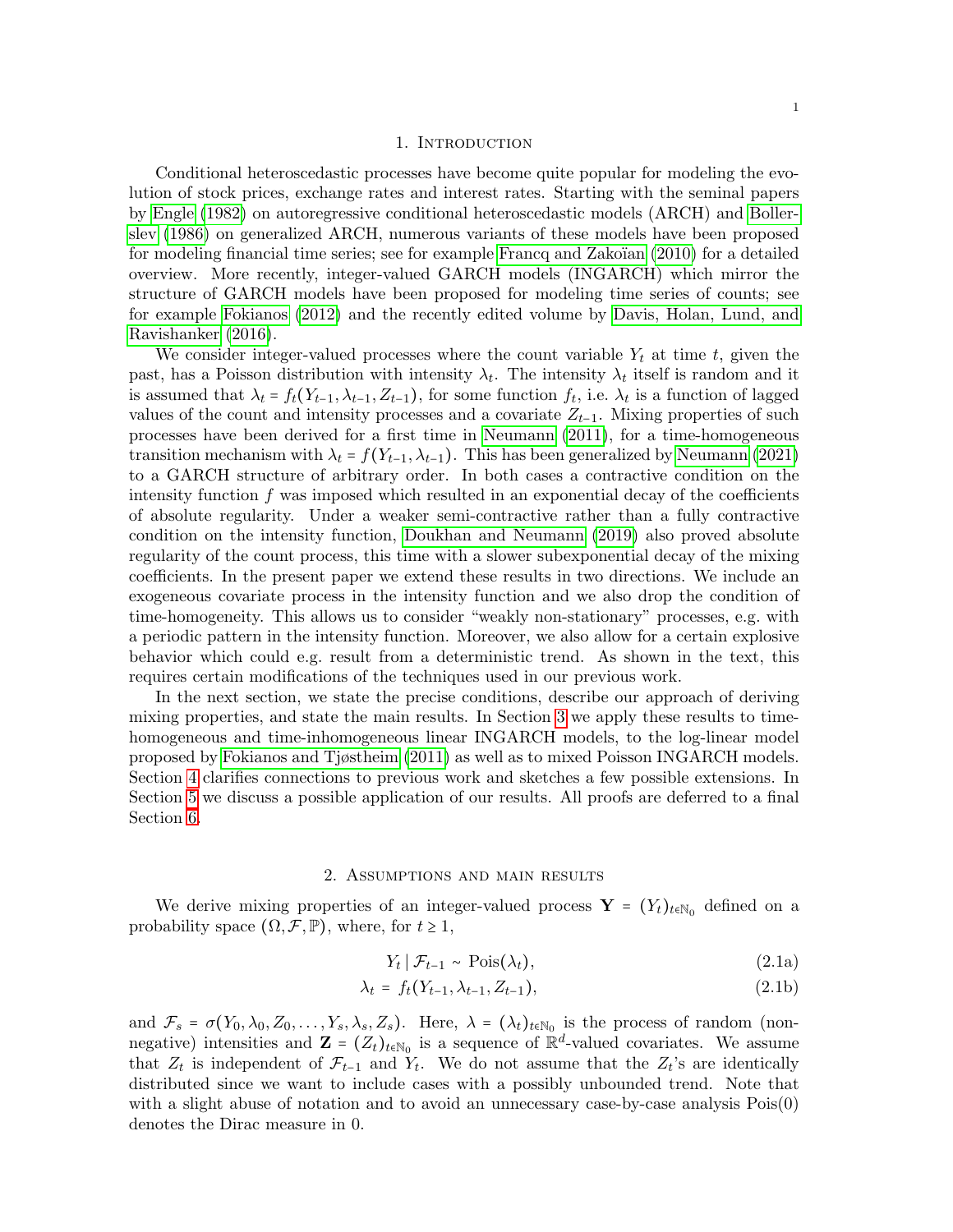## 1. Introduction

Conditional heteroscedastic processes have become quite popular for modeling the evolution of stock prices, exchange rates and interest rates. Starting with the seminal papers by Engle (1982) on autoregressive conditional heteroscedastic models (ARCH) and Bollerslev (1986) on generalized ARCH, numerous variants of these models have been proposed for modeling financial time series; see for example Francq and Zakoïan (2010) for a detailed overview. More recently, integer-valued GARCH models (INGARCH) which mirror the structure of GARCH models have been proposed for modeling time series of counts; see for example Fokianos (2012) and the recently edited volume by Davis, Holan, Lund, and Ravishanker (2016).

We consider integer-valued processes where the count variable $Y_t$ at time $t$, given the past, has a Poisson distribution with intensity $\lambda_t$. The intensity $\lambda_t$ itself is random and it is assumed that $\lambda_t = f_t(Y_{t-1}, \lambda_{t-1}, Z_{t-1})$, for some function $f_t$, i.e. $\lambda_t$ is a function of lagged values of the count and intensity processes and a covariate $Z_{t-1}$. Mixing properties of such processes have been derived for a first time in Neumann (2011), for a time-homogeneous transition mechanism with $\lambda_t = f(Y_{t-1}, \lambda_{t-1})$. This has been generalized by Neumann (2021) to a GARCH structure of arbitrary order. In both cases a contractive condition on the intensity function $f$ was imposed which resulted in an exponential decay of the coefficients of absolute regularity. Under a weaker semi-contractive rather than a fully contractive condition on the intensity function, Doukhan and Neumann (2019) also proved absolute regularity of the count process, this time with a slower subexponential decay of the mixing coefficients. In the present paper we extend these results in two directions. We include an exogeneous covariate process in the intensity function and we also drop the condition of time-homogeneity. This allows us to consider "weakly non-stationary" processes, e.g. with a periodic pattern in the intensity function. Moreover, we also allow for a certain explosive behavior which could e.g. result from a deterministic trend. As shown in the text, this requires certain modifications of the techniques used in our previous work.

In the next section, we state the precise conditions, describe our approach of deriving mixing properties, and state the main results. In Section 3 we apply these results to time-homogeneous and time-inhomogeneous linear INGARCH models, to the log-linear model proposed by Fokianos and Tjøstheim (2011) as well as to mixed Poisson INGARCH models. Section 4 clarifies connections to previous work and sketches a few possible extensions. In Section 5 we discuss a possible application of our results. All proofs are deferred to a final Section 6.

## 2. Assumptions and main results

We derive mixing properties of an integer-valued process $\mathbf{Y} = (Y_t)_{t\in\mathbb{N}_0}$ defined on a probability space $(\Omega, \mathcal{F}, \mathbb{P})$, where, for $t \geq 1$,

$$Y_t \mid \mathcal{F}_{t-1} \sim \operatorname{Pois}(\lambda_t), \tag{2.1a}$$

$$\lambda_t = f_t(Y_{t-1}, \lambda_{t-1}, Z_{t-1}), \tag{2.1b}$$

and $\mathcal{F}_s = \sigma(Y_0, \lambda_0, Z_0, \ldots, Y_s, \lambda_s, Z_s)$. Here, $\lambda = (\lambda_t)_{t\in\mathbb{N}_0}$ is the process of random (non-negative) intensities and $\mathbf{Z} = (Z_t)_{t\in\mathbb{N}_0}$ is a sequence of $\mathbb{R}^d$-valued covariates. We assume that $Z_t$ is independent of $\mathcal{F}_{t-1}$ and $Y_t$. We do not assume that the $Z_t$'s are identically distributed since we want to include cases with a possibly unbounded trend. Note that with a slight abuse of notation and to avoid an unnecessary case-by-case analysis $\operatorname{Pois}(0)$ denotes the Dirac measure in 0.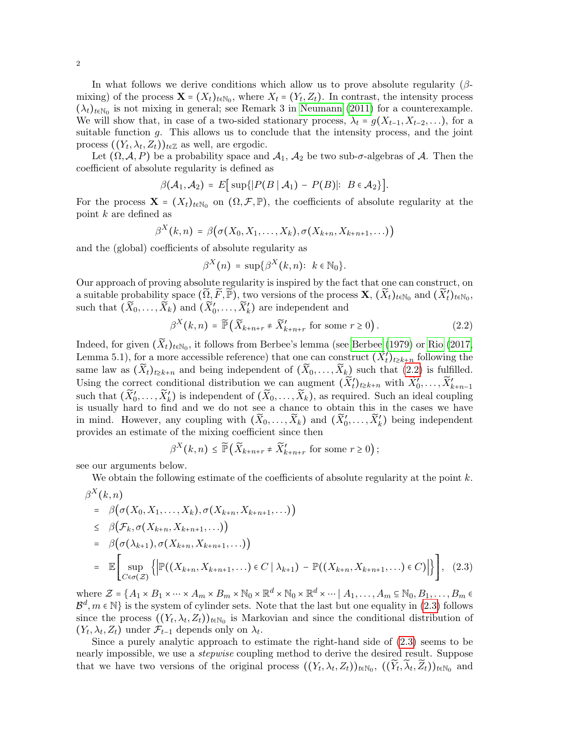In what follows we derive conditions which allow us to prove absolute regularity ($\beta$-mixing) of the process $\mathbf{X} = (X_t)_{t\in\mathbb{N}_0}$, where $X_t = (Y_t, Z_t)$. In contrast, the intensity process $(\lambda_t)_{t\in\mathbb{N}_0}$ is not mixing in general; see Remark 3 in Neumann (2011) for a counterexample. We will show that, in case of a two-sided stationary process, $\lambda_t = g(X_{t-1}, X_{t-2}, \ldots)$, for a suitable function $g$. This allows us to conclude that the intensity process, and the joint process $((Y_t, \lambda_t, Z_t))_{t\in\mathbb{Z}}$ as well, are ergodic.

Let $(\Omega, \mathcal{A}, P)$ be a probability space and $\mathcal{A}_1$, $\mathcal{A}_2$ be two sub-$\sigma$-algebras of $\mathcal{A}$. Then the coefficient of absolute regularity is defined as

$$\beta(\mathcal{A}_1, \mathcal{A}_2) = E\big[\sup\{|P(B \mid \mathcal{A}_1) - P(B)|:\ B \in \mathcal{A}_2\}\big].$$

For the process $\mathbf{X} = (X_t)_{t\in\mathbb{N}_0}$ on $(\Omega, \mathcal{F}, \mathbb{P})$, the coefficients of absolute regularity at the point $k$ are defined as

$$\beta^X(k,n) = \beta\big(\sigma(X_0, X_1, \ldots, X_k), \sigma(X_{k+n}, X_{k+n+1}, \ldots)\big)$$

and the (global) coefficients of absolute regularity as

$$\beta^X(n) = \sup\{\beta^X(k,n):\ k \in \mathbb{N}_0\}.$$

Our approach of proving absolute regularity is inspired by the fact that one can construct, on a suitable probability space $(\widetilde{\Omega}, \widetilde{F}, \widetilde{\mathbb{P}})$, two versions of the process $\mathbf{X}$, $(\widetilde{X}_t)_{t\in\mathbb{N}_0}$ and $(\widetilde{X}'_t)_{t\in\mathbb{N}_0}$, such that $(\widetilde{X}_0, \ldots, \widetilde{X}_k)$ and $(\widetilde{X}'_0, \ldots, \widetilde{X}'_k)$ are independent and

$$\beta^X(k,n) = \widetilde{\mathbb{P}}\big(\widetilde{X}_{k+n+r} \neq \widetilde{X}'_{k+n+r} \text{ for some } r \geq 0\big). \tag{2.2}$$

Indeed, for given $(\widetilde{X}_t)_{t\in\mathbb{N}_0}$, it follows from Berbee's lemma (see Berbee (1979) or Rio (2017, Lemma 5.1), for a more accessible reference) that one can construct $(\widetilde{X}'_t)_{t\geq k+n}$ following the same law as $(\widetilde{X}_t)_{t\geq k+n}$ and being independent of $(\widetilde{X}_0, \ldots, \widetilde{X}_k)$ such that (2.2) is fulfilled. Using the correct conditional distribution we can augment $(\widetilde{X}'_t)_{t\geq k+n}$ with $\widetilde{X}'_0, \ldots, \widetilde{X}'_{k+n-1}$ such that $(\widetilde{X}'_0, \ldots, \widetilde{X}'_k)$ is independent of $(\widetilde{X}_0, \ldots, \widetilde{X}_k)$, as required. Such an ideal coupling is usually hard to find and we do not see a chance to obtain this in the cases we have in mind. However, any coupling with $(\widetilde{X}_0, \ldots, \widetilde{X}_k)$ and $(\widetilde{X}'_0, \ldots, \widetilde{X}'_k)$ being independent provides an estimate of the mixing coefficient since then

$$\beta^X(k,n) \leq \widetilde{\mathbb{P}}\big(\widetilde{X}_{k+n+r} \neq \widetilde{X}'_{k+n+r} \text{ for some } r \geq 0\big);$$

see our arguments below.

We obtain the following estimate of the coefficients of absolute regularity at the point $k$.

$$\begin{aligned}
&\beta^X(k,n)\\
&= \beta\big(\sigma(X_0, X_1, \ldots, X_k), \sigma(X_{k+n}, X_{k+n+1}, \ldots)\big)\\
&\leq \beta\big(\mathcal{F}_k, \sigma(X_{k+n}, X_{k+n+1}, \ldots)\big)\\
&= \beta\big(\sigma(\lambda_{k+1}), \sigma(X_{k+n}, X_{k+n+1}, \ldots)\big)\\
&= \mathbb{E}\Bigg[\sup_{C\in\sigma(\mathcal{Z})}\Big\{\Big|\mathbb{P}((X_{k+n}, X_{k+n+1}, \ldots) \in C \mid \lambda_{k+1}) - \mathbb{P}((X_{k+n}, X_{k+n+1}, \ldots) \in C)\Big|\Big\}\Bigg], \quad (2.3)
\end{aligned}$$

where $\mathcal{Z} = \{A_1 \times B_1 \times \cdots \times A_m \times B_m \times \mathbb{N}_0 \times \mathbb{R}^d \times \mathbb{N}_0 \times \mathbb{R}^d \times \cdots \mid A_1, \ldots, A_m \subseteq \mathbb{N}_0, B_1, \ldots, B_m \in \mathcal{B}^d, m \in \mathbb{N}\}$ is the system of cylinder sets. Note that the last but one equality in (2.3) follows since the process $((Y_t, \lambda_t, Z_t))_{t\in\mathbb{N}_0}$ is Markovian and since the conditional distribution of $(Y_t, \lambda_t, Z_t)$ under $\mathcal{F}_{t-1}$ depends only on $\lambda_t$.

Since a purely analytic approach to estimate the right-hand side of (2.3) seems to be nearly impossible, we use a *stepwise* coupling method to derive the desired result. Suppose that we have two versions of the original process $((Y_t, \lambda_t, Z_t))_{t\in\mathbb{N}_0}$, $((\widetilde{Y}_t, \widetilde{\lambda}_t, \widetilde{Z}_t))_{t\in\mathbb{N}_0}$ and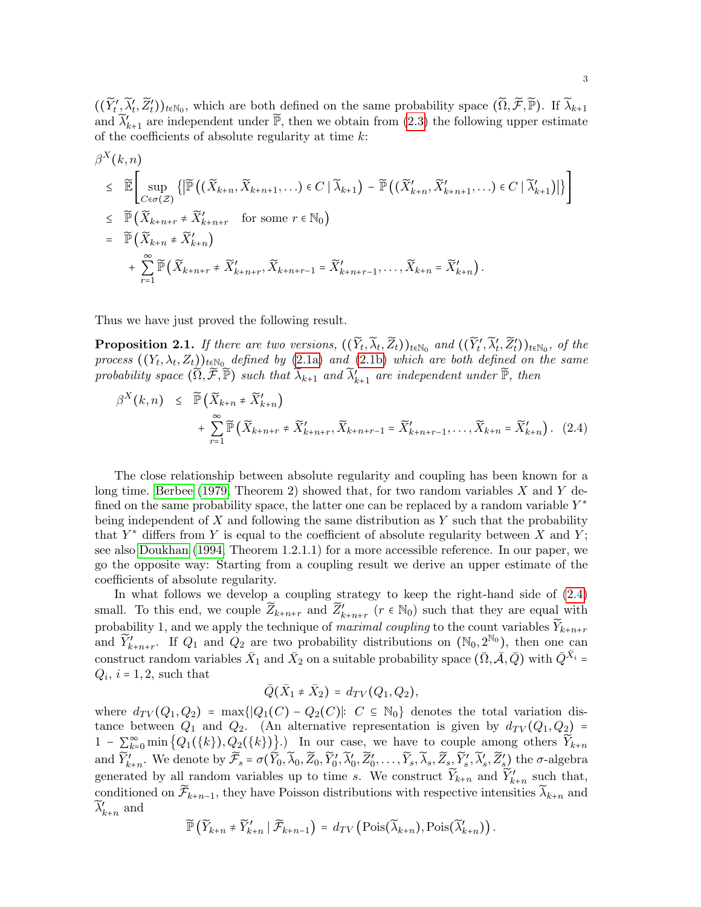$((\widetilde{Y}_t', \widetilde{\lambda}_t', \widetilde{Z}_t'))_{t\in\mathbb{N}_0}$, which are both defined on the same probability space $(\widetilde{\Omega}, \widetilde{\mathcal{F}}, \widetilde{\mathbb{P}})$. If $\widetilde{\lambda}_{k+1}$ and $\widetilde{\lambda}_{k+1}'$ are independent under $\widetilde{\mathbb{P}}$, then we obtain from (2.3) the following upper estimate of the coefficients of absolute regularity at time $k$:

$$
\begin{aligned}
&\beta^X(k,n) \\
&\le \widetilde{\mathbb{E}}\left[ \sup_{C\in\sigma(\mathcal{Z})} \left\{ \left| \widetilde{\mathbb{P}}\left( (\widetilde{X}_{k+n}, \widetilde{X}_{k+n+1}, \ldots) \in C \mid \widetilde{\lambda}_{k+1} \right) - \widetilde{\mathbb{P}}\left( (\widetilde{X}_{k+n}', \widetilde{X}_{k+n+1}', \ldots) \in C \mid \widetilde{\lambda}_{k+1}' \right) \right| \right\} \right] \\
&\le \widetilde{\mathbb{P}}\left( \widetilde{X}_{k+n+r} \neq \widetilde{X}_{k+n+r}' \quad \text{for some } r\in\mathbb{N}_0 \right) \\
&= \widetilde{\mathbb{P}}\left( \widetilde{X}_{k+n} \neq \widetilde{X}_{k+n}' \right) \\
&\qquad + \sum_{r=1}^{\infty} \widetilde{\mathbb{P}}\left( \widetilde{X}_{k+n+r} \neq \widetilde{X}_{k+n+r}', \widetilde{X}_{k+n+r-1} = \widetilde{X}_{k+n+r-1}', \ldots, \widetilde{X}_{k+n} = \widetilde{X}_{k+n}' \right).
\end{aligned}
$$

Thus we have just proved the following result.

**Proposition 2.1.** *If there are two versions, $((\widetilde{Y}_t, \widetilde{\lambda}_t, \widetilde{Z}_t))_{t\in\mathbb{N}_0}$ and $((\widetilde{Y}_t', \widetilde{\lambda}_t', \widetilde{Z}_t'))_{t\in\mathbb{N}_0}$, of the process $((Y_t, \lambda_t, Z_t))_{t\in\mathbb{N}_0}$ defined by (2.1a) and (2.1b) which are both defined on the same probability space $(\widetilde{\Omega}, \widetilde{\mathcal{F}}, \widetilde{\mathbb{P}})$ such that $\widetilde{\lambda}_{k+1}$ and $\widetilde{\lambda}_{k+1}'$ are independent under $\widetilde{\mathbb{P}}$, then*

$$
\begin{aligned}
\beta^X(k,n) \;\le\; & \widetilde{\mathbb{P}}\left( \widetilde{X}_{k+n} \neq \widetilde{X}_{k+n}' \right) \\
& + \sum_{r=1}^{\infty} \widetilde{\mathbb{P}}\left( \widetilde{X}_{k+n+r} \neq \widetilde{X}_{k+n+r}', \widetilde{X}_{k+n+r-1} = \widetilde{X}_{k+n+r-1}', \ldots, \widetilde{X}_{k+n} = \widetilde{X}_{k+n}' \right). \quad (2.4)
\end{aligned}
$$

The close relationship between absolute regularity and coupling has been known for a long time. Berbee (1979, Theorem 2) showed that, for two random variables $X$ and $Y$ defined on the same probability space, the latter one can be replaced by a random variable $Y^*$ being independent of $X$ and following the same distribution as $Y$ such that the probability that $Y^*$ differs from $Y$ is equal to the coefficient of absolute regularity between $X$ and $Y$; see also Doukhan (1994, Theorem 1.2.1.1) for a more accessible reference. In our paper, we go the opposite way: Starting from a coupling result we derive an upper estimate of the coefficients of absolute regularity.

In what follows we develop a coupling strategy to keep the right-hand side of (2.4) small. To this end, we couple $\widetilde{Z}_{k+n+r}$ and $\widetilde{Z}_{k+n+r}'$ ($r\in\mathbb{N}_0$) such that they are equal with probability 1, and we apply the technique of *maximal coupling* to the count variables $\widetilde{Y}_{k+n+r}$ and $\widetilde{Y}_{k+n+r}'$. If $Q_1$ and $Q_2$ are two probability distributions on $(\mathbb{N}_0, 2^{\mathbb{N}_0})$, then one can construct random variables $\bar{X}_1$ and $\bar{X}_2$ on a suitable probability space $(\bar{\Omega}, \bar{\mathcal{A}}, \bar{Q})$ with $\bar{Q}^{\bar{X}_i} = Q_i$, $i = 1, 2$, such that

$$\bar{Q}(\bar{X}_1 \neq \bar{X}_2) = d_{TV}(Q_1, Q_2),$$

where $d_{TV}(Q_1, Q_2) = \max\{|Q_1(C) - Q_2(C)|\colon\; C \subseteq \mathbb{N}_0\}$ denotes the total variation distance between $Q_1$ and $Q_2$. (An alternative representation is given by $d_{TV}(Q_1, Q_2) = 1 - \sum_{k=0}^{\infty} \min\{Q_1(\{k\}), Q_2(\{k\})\}$.) In our case, we have to couple among others $\widetilde{Y}_{k+n}$ and $\widetilde{Y}_{k+n}'$. We denote by $\widetilde{\mathcal{F}}_s = \sigma(\widetilde{Y}_0, \widetilde{\lambda}_0, \widetilde{Z}_0, \widetilde{Y}_0', \widetilde{\lambda}_0', \widetilde{Z}_0', \ldots, \widetilde{Y}_s, \widetilde{\lambda}_s, \widetilde{Z}_s, \widetilde{Y}_s', \widetilde{\lambda}_s', \widetilde{Z}_s')$ the $\sigma$-algebra generated by all random variables up to time $s$. We construct $\widetilde{Y}_{k+n}$ and $\widetilde{Y}_{k+n}'$ such that, conditioned on $\widetilde{\mathcal{F}}_{k+n-1}$, they have Poisson distributions with respective intensities $\widetilde{\lambda}_{k+n}$ and $\widetilde{\lambda}_{k+n}'$ and

$$\widetilde{\mathbb{P}}\left( \widetilde{Y}_{k+n} \neq \widetilde{Y}_{k+n}' \mid \widetilde{\mathcal{F}}_{k+n-1} \right) = d_{TV}\left( \mathrm{Pois}(\widetilde{\lambda}_{k+n}), \mathrm{Pois}(\widetilde{\lambda}_{k+n}') \right).$$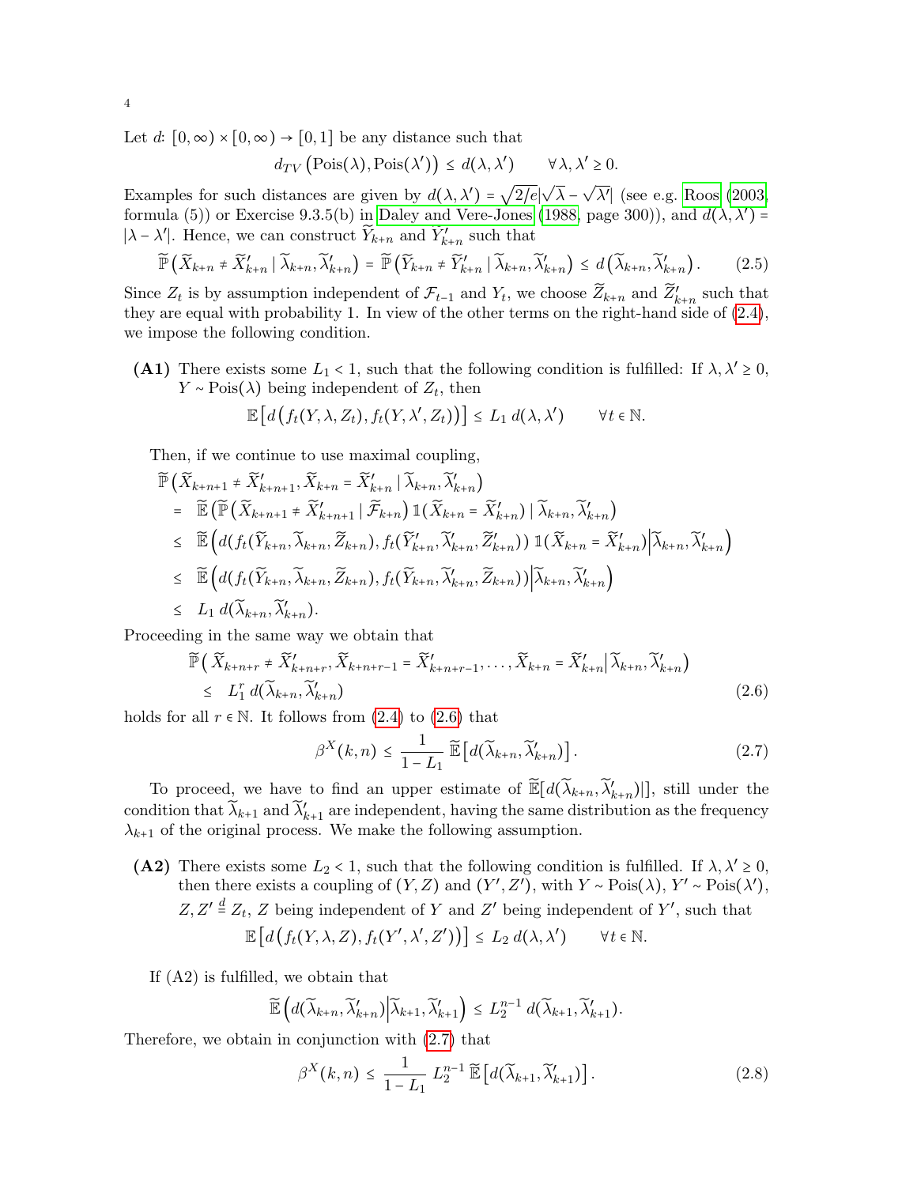Let $d$: $[0,\infty) \times [0,\infty) \to [0,1]$ be any distance such that

$$d_{TV}\left(\text{Pois}(\lambda), \text{Pois}(\lambda')\right) \le d(\lambda,\lambda') \qquad \forall\, \lambda, \lambda' \ge 0.$$

Examples for such distances are given by $d(\lambda,\lambda') = \sqrt{2/e}|\sqrt{\lambda} - \sqrt{\lambda'}|$ (see e.g. Roos (2003, formula (5)) or Exercise 9.3.5(b) in Daley and Vere-Jones (1988, page 300)), and $d(\lambda,\lambda') = |\lambda - \lambda'|$. Hence, we can construct $\widetilde{Y}_{k+n}$ and $\widetilde{Y}'_{k+n}$ such that

$$\widetilde{\mathbb{P}}\left(\widetilde{X}_{k+n} \ne \widetilde{X}'_{k+n} \mid \widetilde{\lambda}_{k+n}, \widetilde{\lambda}'_{k+n}\right) = \widetilde{\mathbb{P}}\left(\widetilde{Y}_{k+n} \ne \widetilde{Y}'_{k+n} \mid \widetilde{\lambda}_{k+n}, \widetilde{\lambda}'_{k+n}\right) \le d\left(\widetilde{\lambda}_{k+n}, \widetilde{\lambda}'_{k+n}\right). \tag{2.5}$$

Since $Z_t$ is by assumption independent of $\mathcal{F}_{t-1}$ and $Y_t$, we choose $\widetilde{Z}_{k+n}$ and $\widetilde{Z}'_{k+n}$ such that they are equal with probability 1. In view of the other terms on the right-hand side of (2.4), we impose the following condition.

**(A1)** There exists some $L_1 < 1$, such that the following condition is fulfilled: If $\lambda, \lambda' \ge 0$, $Y \sim \text{Pois}(\lambda)$ being independent of $Z_t$, then

$$\mathbb{E}\left[d\left(f_t(Y,\lambda,Z_t), f_t(Y,\lambda',Z_t)\right)\right] \le L_1\, d(\lambda,\lambda') \qquad \forall t \in \mathbb{N}.$$

Then, if we continue to use maximal coupling,

$$\begin{aligned}
&\widetilde{\mathbb{P}}\left(\widetilde{X}_{k+n+1} \ne \widetilde{X}'_{k+n+1}, \widetilde{X}_{k+n} = \widetilde{X}'_{k+n} \mid \widetilde{\lambda}_{k+n}, \widetilde{\lambda}'_{k+n}\right)\\
&= \widetilde{\mathbb{E}}\left(\widetilde{\mathbb{P}}\left(\widetilde{X}_{k+n+1} \ne \widetilde{X}'_{k+n+1} \mid \widetilde{\mathcal{F}}_{k+n}\right) \mathbb{1}(\widetilde{X}_{k+n} = \widetilde{X}'_{k+n}) \mid \widetilde{\lambda}_{k+n}, \widetilde{\lambda}'_{k+n}\right)\\
&\le \widetilde{\mathbb{E}}\left(d(f_t(\widetilde{Y}_{k+n}, \widetilde{\lambda}_{k+n}, \widetilde{Z}_{k+n}), f_t(\widetilde{Y}'_{k+n}, \widetilde{\lambda}'_{k+n}, \widetilde{Z}'_{k+n}))\, \mathbb{1}(\widetilde{X}_{k+n} = \widetilde{X}'_{k+n}) \Big| \widetilde{\lambda}_{k+n}, \widetilde{\lambda}'_{k+n}\right)\\
&\le \widetilde{\mathbb{E}}\left(d(f_t(\widetilde{Y}_{k+n}, \widetilde{\lambda}_{k+n}, \widetilde{Z}_{k+n}), f_t(\widetilde{Y}_{k+n}, \widetilde{\lambda}'_{k+n}, \widetilde{Z}_{k+n})) \Big| \widetilde{\lambda}_{k+n}, \widetilde{\lambda}'_{k+n}\right)\\
&\le L_1\, d(\widetilde{\lambda}_{k+n}, \widetilde{\lambda}'_{k+n}).
\end{aligned}$$

Proceeding in the same way we obtain that

$$\begin{aligned}
&\widetilde{\mathbb{P}}\left(\widetilde{X}_{k+n+r} \ne \widetilde{X}'_{k+n+r}, \widetilde{X}_{k+n+r-1} = \widetilde{X}'_{k+n+r-1}, \ldots, \widetilde{X}_{k+n} = \widetilde{X}'_{k+n} \Big| \widetilde{\lambda}_{k+n}, \widetilde{\lambda}'_{k+n}\right)\\
&\le L_1^r\, d(\widetilde{\lambda}_{k+n}, \widetilde{\lambda}'_{k+n})
\end{aligned} \tag{2.6}$$

holds for all $r \in \mathbb{N}$. It follows from (2.4) to (2.6) that

$$\beta^X(k,n) \le \frac{1}{1-L_1}\, \widetilde{\mathbb{E}}\left[d(\widetilde{\lambda}_{k+n}, \widetilde{\lambda}'_{k+n})\right]. \tag{2.7}$$

To proceed, we have to find an upper estimate of $\widetilde{\mathbb{E}}[d(\widetilde{\lambda}_{k+n}, \widetilde{\lambda}'_{k+n})|]$, still under the condition that $\widetilde{\lambda}_{k+1}$ and $\widetilde{\lambda}'_{k+1}$ are independent, having the same distribution as the frequency $\lambda_{k+1}$ of the original process. We make the following assumption.

**(A2)** There exists some $L_2 < 1$, such that the following condition is fulfilled. If $\lambda, \lambda' \ge 0$, then there exists a coupling of $(Y,Z)$ and $(Y',Z')$, with $Y \sim \text{Pois}(\lambda)$, $Y' \sim \text{Pois}(\lambda')$, $Z, Z' \stackrel{d}{=} Z_t$, $Z$ being independent of $Y$ and $Z'$ being independent of $Y'$, such that

$$\mathbb{E}\left[d\left(f_t(Y,\lambda,Z), f_t(Y',\lambda',Z')\right)\right] \le L_2\, d(\lambda,\lambda') \qquad \forall t \in \mathbb{N}.$$

If (A2) is fulfilled, we obtain that

$$\widetilde{\mathbb{E}}\left(d(\widetilde{\lambda}_{k+n}, \widetilde{\lambda}'_{k+n}) \Big| \widetilde{\lambda}_{k+1}, \widetilde{\lambda}'_{k+1}\right) \le L_2^{n-1}\, d(\widetilde{\lambda}_{k+1}, \widetilde{\lambda}'_{k+1}).$$

Therefore, we obtain in conjunction with (2.7) that

$$\beta^X(k,n) \le \frac{1}{1-L_1}\, L_2^{n-1}\, \widetilde{\mathbb{E}}\left[d(\widetilde{\lambda}_{k+1}, \widetilde{\lambda}'_{k+1})\right]. \tag{2.8}$$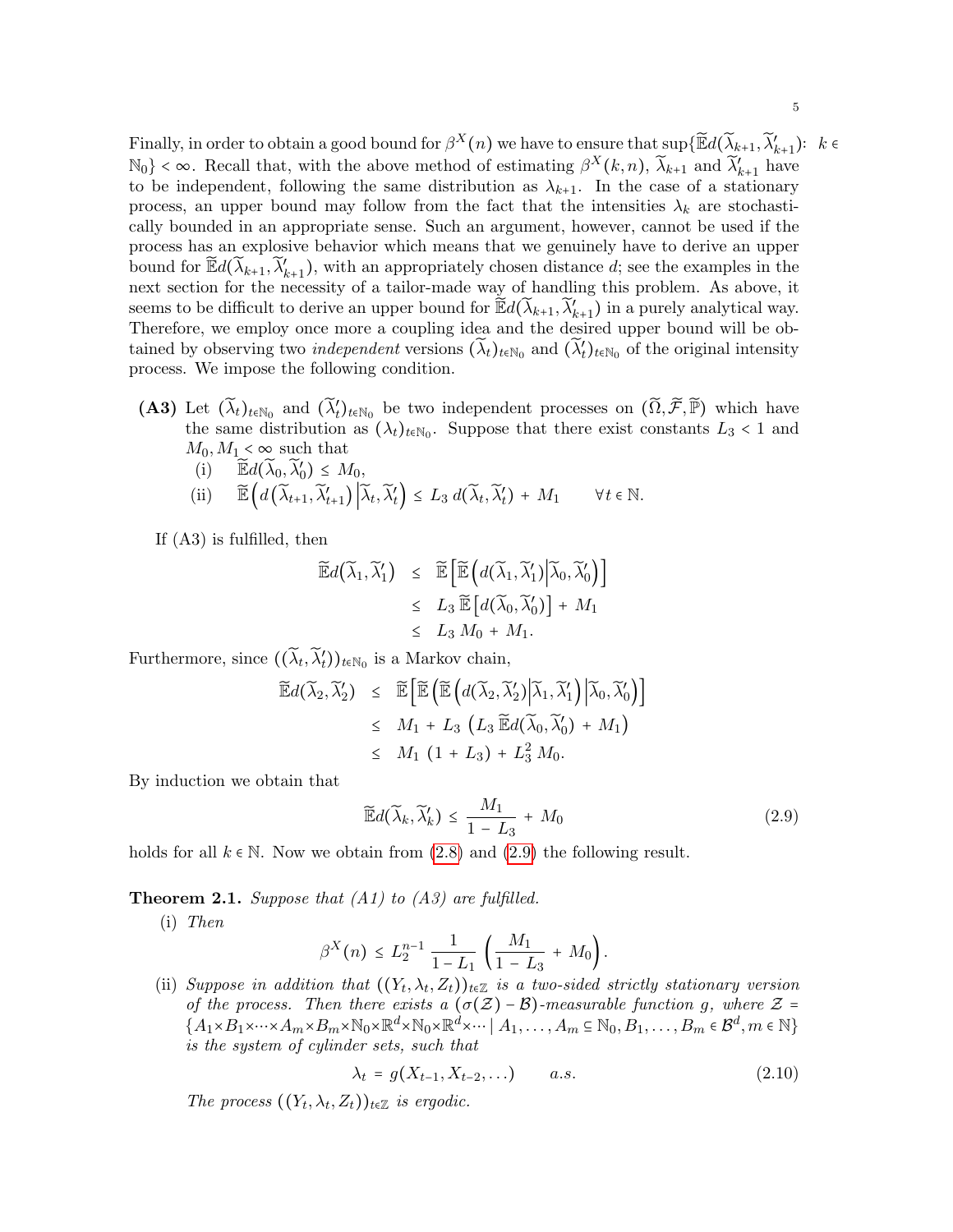Finally, in order to obtain a good bound for $\beta^X(n)$ we have to ensure that $\sup\{\widetilde{\mathbb{E}}d(\widetilde{\lambda}_{k+1},\widetilde{\lambda}'_{k+1})\colon\ k\in\mathbb{N}_0\}<\infty$. Recall that, with the above method of estimating $\beta^X(k,n)$, $\widetilde{\lambda}_{k+1}$ and $\widetilde{\lambda}'_{k+1}$ have to be independent, following the same distribution as $\lambda_{k+1}$. In the case of a stationary process, an upper bound may follow from the fact that the intensities $\lambda_k$ are stochastically bounded in an appropriate sense. Such an argument, however, cannot be used if the process has an explosive behavior which means that we genuinely have to derive an upper bound for $\widetilde{\mathbb{E}}d(\widetilde{\lambda}_{k+1},\widetilde{\lambda}'_{k+1})$, with an appropriately chosen distance $d$; see the examples in the next section for the necessity of a tailor-made way of handling this problem. As above, it seems to be difficult to derive an upper bound for $\widetilde{\mathbb{E}}d(\widetilde{\lambda}_{k+1},\widetilde{\lambda}'_{k+1})$ in a purely analytical way. Therefore, we employ once more a coupling idea and the desired upper bound will be obtained by observing two *independent* versions $(\widetilde{\lambda}_t)_{t\in\mathbb{N}_0}$ and $(\widetilde{\lambda}'_t)_{t\in\mathbb{N}_0}$ of the original intensity process. We impose the following condition.

**(A3)** Let $(\widetilde{\lambda}_t)_{t\in\mathbb{N}_0}$ and $(\widetilde{\lambda}'_t)_{t\in\mathbb{N}_0}$ be two independent processes on $(\widetilde{\Omega},\widetilde{\mathcal{F}},\widetilde{\mathbb{P}})$ which have the same distribution as $(\lambda_t)_{t\in\mathbb{N}_0}$. Suppose that there exist constants $L_3<1$ and $M_0,M_1<\infty$ such that

(i) $\widetilde{\mathbb{E}}d(\widetilde{\lambda}_0,\widetilde{\lambda}'_0)\le M_0$,

(ii) $\widetilde{\mathbb{E}}\Big(d\big(\widetilde{\lambda}_{t+1},\widetilde{\lambda}'_{t+1}\big)\Big|\widetilde{\lambda}_t,\widetilde{\lambda}'_t\Big)\le L_3\,d(\widetilde{\lambda}_t,\widetilde{\lambda}'_t)+M_1 \qquad \forall t\in\mathbb{N}.$

If (A3) is fulfilled, then

$$
\begin{aligned}
\widetilde{\mathbb{E}}d\big(\widetilde{\lambda}_1,\widetilde{\lambda}'_1\big) &\le \widetilde{\mathbb{E}}\Big[\widetilde{\mathbb{E}}\Big(d(\widetilde{\lambda}_1,\widetilde{\lambda}'_1)\Big|\widetilde{\lambda}_0,\widetilde{\lambda}'_0\Big)\Big]\\
&\le L_3\,\widetilde{\mathbb{E}}\big[d(\widetilde{\lambda}_0,\widetilde{\lambda}'_0)\big]+M_1\\
&\le L_3\,M_0+M_1.
\end{aligned}
$$

Furthermore, since $((\widetilde{\lambda}_t,\widetilde{\lambda}'_t))_{t\in\mathbb{N}_0}$ is a Markov chain,

$$
\begin{aligned}
\widetilde{\mathbb{E}}d(\widetilde{\lambda}_2,\widetilde{\lambda}'_2) &\le \widetilde{\mathbb{E}}\Big[\widetilde{\mathbb{E}}\Big(\widetilde{\mathbb{E}}\Big(d(\widetilde{\lambda}_2,\widetilde{\lambda}'_2)\Big|\widetilde{\lambda}_1,\widetilde{\lambda}'_1\Big)\Big|\widetilde{\lambda}_0,\widetilde{\lambda}'_0\Big)\Big]\\
&\le M_1+L_3\,\big(L_3\,\widetilde{\mathbb{E}}d(\widetilde{\lambda}_0,\widetilde{\lambda}'_0)+M_1\big)\\
&\le M_1\,(1+L_3)+L_3^2\,M_0.
\end{aligned}
$$

By induction we obtain that

$$
\widetilde{\mathbb{E}}d(\widetilde{\lambda}_k,\widetilde{\lambda}'_k)\le\frac{M_1}{1-L_3}+M_0 \tag{2.9}
$$

holds for all $k\in\mathbb{N}$. Now we obtain from (2.8) and (2.9) the following result.

**Theorem 2.1.** *Suppose that (A1) to (A3) are fulfilled.*

(i) *Then*

$$
\beta^X(n)\le L_2^{n-1}\,\frac{1}{1-L_1}\,\left(\frac{M_1}{1-L_3}+M_0\right).
$$

(ii) *Suppose in addition that $((Y_t,\lambda_t,Z_t))_{t\in\mathbb{Z}}$ is a two-sided strictly stationary version of the process. Then there exists a $(\sigma(\mathcal{Z})-\mathcal{B})$-measurable function $g$, where $\mathcal{Z}=\{A_1\times B_1\times\cdots\times A_m\times B_m\times\mathbb{N}_0\times\mathbb{R}^d\times\mathbb{N}_0\times\mathbb{R}^d\times\cdots\mid A_1,\ldots,A_m\subseteq\mathbb{N}_0,B_1,\ldots,B_m\in\mathcal{B}^d,m\in\mathbb{N}\}$ is the system of cylinder sets, such that*

$$
\lambda_t=g(X_{t-1},X_{t-2},\ldots)\qquad a.s. \tag{2.10}
$$

*The process $((Y_t,\lambda_t,Z_t))_{t\in\mathbb{Z}}$ is ergodic.*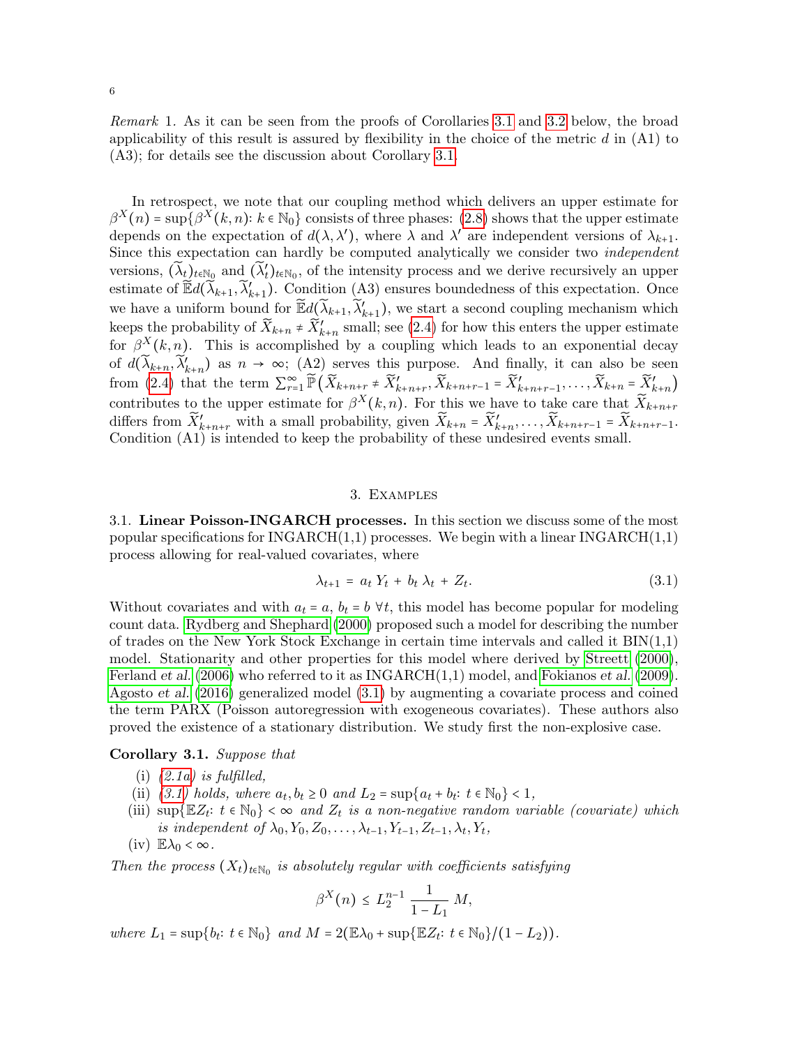*Remark* 1. As it can be seen from the proofs of Corollaries 3.1 and 3.2 below, the broad applicability of this result is assured by flexibility in the choice of the metric $d$ in (A1) to (A3); for details see the discussion about Corollary 3.1.

In retrospect, we note that our coupling method which delivers an upper estimate for $\beta^X(n) = \sup\{\beta^X(k,n)\colon k \in \mathbb{N}_0\}$ consists of three phases: (2.8) shows that the upper estimate depends on the expectation of $d(\lambda, \lambda')$, where $\lambda$ and $\lambda'$ are independent versions of $\lambda_{k+1}$. Since this expectation can hardly be computed analytically we consider two *independent* versions, $(\widetilde{\lambda}_t)_{t\in\mathbb{N}_0}$ and $(\widetilde{\lambda}'_t)_{t\in\mathbb{N}_0}$, of the intensity process and we derive recursively an upper estimate of $\widetilde{\mathbb{E}} d(\widetilde{\lambda}_{k+1}, \widetilde{\lambda}'_{k+1})$. Condition (A3) ensures boundedness of this expectation. Once we have a uniform bound for $\widetilde{\mathbb{E}} d(\widetilde{\lambda}_{k+1}, \widetilde{\lambda}'_{k+1})$, we start a second coupling mechanism which keeps the probability of $\widetilde{X}_{k+n} \neq \widetilde{X}'_{k+n}$ small; see (2.4) for how this enters the upper estimate for $\beta^X(k,n)$. This is accomplished by a coupling which leads to an exponential decay of $d(\widetilde{\lambda}_{k+n}, \widetilde{\lambda}'_{k+n})$ as $n \to \infty$; (A2) serves this purpose. And finally, it can also be seen from (2.4) that the term $\sum_{r=1}^\infty \widetilde{\mathbb{P}}\big(\widetilde{X}_{k+n+r} \neq \widetilde{X}'_{k+n+r}, \widetilde{X}_{k+n+r-1} = \widetilde{X}'_{k+n+r-1}, \ldots, \widetilde{X}_{k+n} = \widetilde{X}'_{k+n}\big)$ contributes to the upper estimate for $\beta^X(k,n)$. For this we have to take care that $\widetilde{X}_{k+n+r}$ differs from $\widetilde{X}'_{k+n+r}$ with a small probability, given $\widetilde{X}_{k+n} = \widetilde{X}'_{k+n}, \ldots, \widetilde{X}_{k+n+r-1} = \widetilde{X}_{k+n+r-1}$. Condition (A1) is intended to keep the probability of these undesired events small.

## 3. Examples

3.1. **Linear Poisson-INGARCH processes.** In this section we discuss some of the most popular specifications for INGARCH(1,1) processes. We begin with a linear INGARCH(1,1) process allowing for real-valued covariates, where

$$\lambda_{t+1} = a_t\, Y_t + b_t\, \lambda_t + Z_t. \tag{3.1}$$

Without covariates and with $a_t = a$, $b_t = b$ $\forall t$, this model has become popular for modeling count data. Rydberg and Shephard (2000) proposed such a model for describing the number of trades on the New York Stock Exchange in certain time intervals and called it BIN(1,1) model. Stationarity and other properties for this model where derived by Streett (2000), Ferland *et al.* (2006) who referred to it as INGARCH(1,1) model, and Fokianos *et al.* (2009). Agosto *et al.* (2016) generalized model (3.1) by augmenting a covariate process and coined the term PARX (Poisson autoregression with exogeneous covariates). These authors also proved the existence of a stationary distribution. We study first the non-explosive case.

**Corollary 3.1.** *Suppose that*

- (i) *(2.1a) is fulfilled,*
- (ii) *(3.1) holds, where $a_t, b_t \geq 0$ and $L_2 = \sup\{a_t + b_t\colon t \in \mathbb{N}_0\} < 1$,*
- (iii) *$\sup\{\mathbb{E}Z_t\colon t \in \mathbb{N}_0\} < \infty$ and $Z_t$ is a non-negative random variable (covariate) which is independent of $\lambda_0, Y_0, Z_0, \ldots, \lambda_{t-1}, Y_{t-1}, Z_{t-1}, \lambda_t, Y_t$,*
- (iv) *$\mathbb{E}\lambda_0 < \infty$.*

*Then the process $(X_t)_{t\in\mathbb{N}_0}$ is absolutely regular with coefficients satisfying*

$$\beta^X(n) \leq L_2^{n-1}\, \frac{1}{1 - L_1}\, M,$$

*where $L_1 = \sup\{b_t\colon t \in \mathbb{N}_0\}$ and $M = 2\big(\mathbb{E}\lambda_0 + \sup\{\mathbb{E}Z_t\colon t \in \mathbb{N}_0\}/(1 - L_2)\big)$.*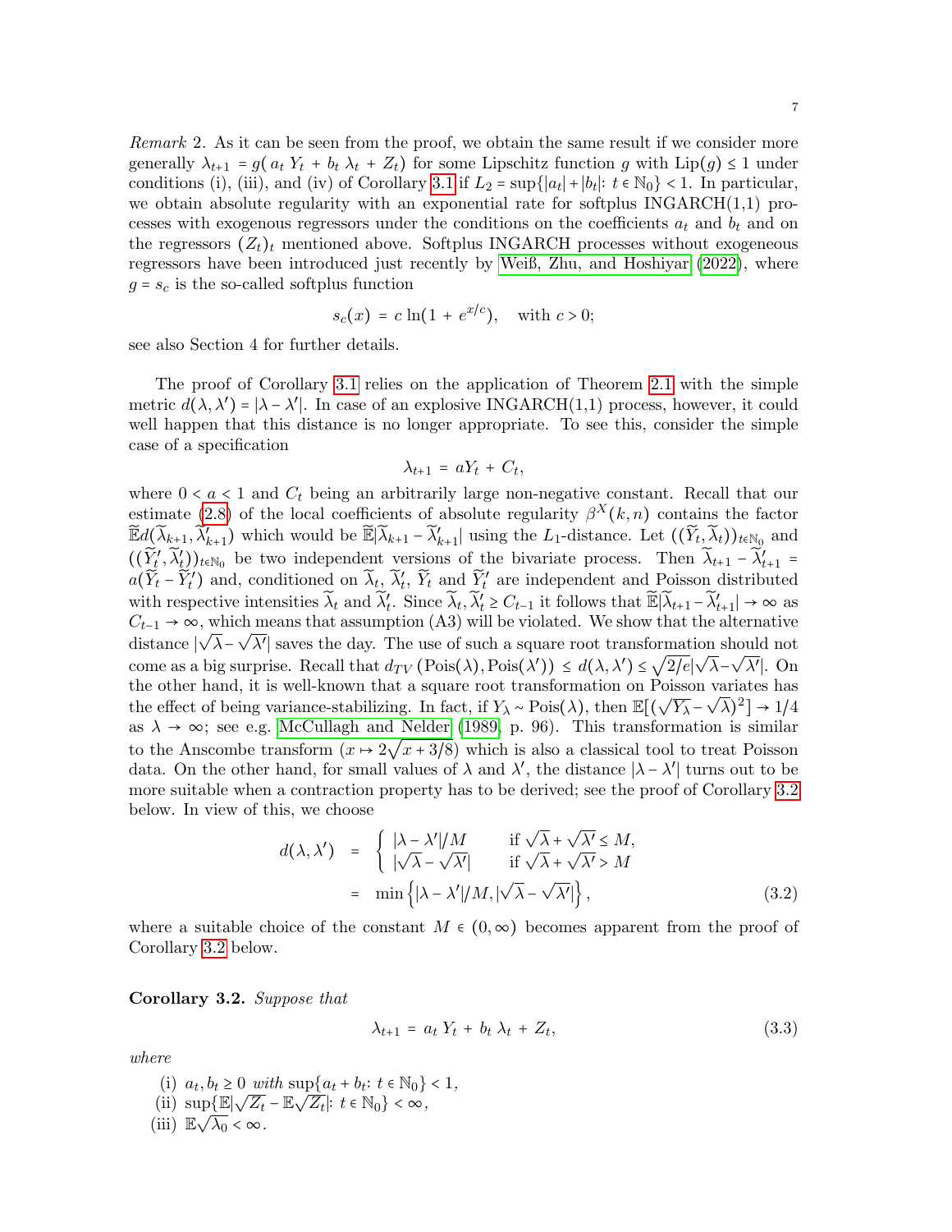*Remark* 2. As it can be seen from the proof, we obtain the same result if we consider more generally $\lambda_{t+1} = g(a_t\, Y_t + b_t\, \lambda_t + Z_t)$ for some Lipschitz function $g$ with $\mathrm{Lip}(g) \le 1$ under conditions (i), (iii), and (iv) of Corollary 3.1 if $L_2 = \sup\{|a_t| + |b_t| \colon t \in \mathbb{N}_0\} < 1$. In particular, we obtain absolute regularity with an exponential rate for softplus INGARCH(1,1) processes with exogenous regressors under the conditions on the coefficients $a_t$ and $b_t$ and on the regressors $(Z_t)_t$ mentioned above. Softplus INGARCH processes without exogeneous regressors have been introduced just recently by Weiß, Zhu, and Hoshiyar (2022), where $g = s_c$ is the so-called softplus function

$$s_c(x) = c \ln(1 + e^{x/c}), \quad \text{with } c > 0;$$

see also Section 4 for further details.

The proof of Corollary 3.1 relies on the application of Theorem 2.1 with the simple metric $d(\lambda, \lambda') = |\lambda - \lambda'|$. In case of an explosive INGARCH(1,1) process, however, it could well happen that this distance is no longer appropriate. To see this, consider the simple case of a specification

$$\lambda_{t+1} = aY_t + C_t,$$

where $0 < a < 1$ and $C_t$ being an arbitrarily large non-negative constant. Recall that our estimate (2.8) of the local coefficients of absolute regularity $\beta^X(k,n)$ contains the factor $\widetilde{\mathbb{E}} d(\widetilde{\lambda}_{k+1}, \widetilde{\lambda}'_{k+1})$ which would be $\widetilde{\mathbb{E}}|\widetilde{\lambda}_{k+1} - \widetilde{\lambda}'_{k+1}|$ using the $L_1$-distance. Let $((\widetilde{Y}_t, \widetilde{\lambda}_t))_{t\in\mathbb{N}_0}$ and $((\widetilde{Y}'_t, \widetilde{\lambda}'_t))_{t\in\mathbb{N}_0}$ be two independent versions of the bivariate process. Then $\widetilde{\lambda}_{t+1} - \widetilde{\lambda}'_{t+1} = a(\widetilde{Y}_t - \widetilde{Y}'_t)$ and, conditioned on $\widetilde{\lambda}_t$, $\widetilde{\lambda}'_t$, $\widetilde{Y}_t$ and $\widetilde{Y}'_t$ are independent and Poisson distributed with respective intensities $\widetilde{\lambda}_t$ and $\widetilde{\lambda}'_t$. Since $\widetilde{\lambda}_t, \widetilde{\lambda}'_t \ge C_{t-1}$ it follows that $\widetilde{\mathbb{E}}|\widetilde{\lambda}_{t+1} - \widetilde{\lambda}'_{t+1}| \to \infty$ as $C_{t-1} \to \infty$, which means that assumption (A3) will be violated. We show that the alternative distance $|\sqrt{\lambda} - \sqrt{\lambda'}|$ saves the day. The use of such a square root transformation should not come as a big surprise. Recall that $d_{TV}(\mathrm{Pois}(\lambda), \mathrm{Pois}(\lambda')) \le d(\lambda, \lambda') \le \sqrt{2/e}|\sqrt{\lambda} - \sqrt{\lambda'}|$. On the other hand, it is well-known that a square root transformation on Poisson variates has the effect of being variance-stabilizing. In fact, if $Y_\lambda \sim \mathrm{Pois}(\lambda)$, then $\mathbb{E}[(\sqrt{Y_\lambda} - \sqrt{\lambda})^2] \to 1/4$ as $\lambda \to \infty$; see e.g. McCullagh and Nelder (1989, p. 96). This transformation is similar to the Anscombe transform ($x \mapsto 2\sqrt{x + 3/8}$) which is also a classical tool to treat Poisson data. On the other hand, for small values of $\lambda$ and $\lambda'$, the distance $|\lambda - \lambda'|$ turns out to be more suitable when a contraction property has to be derived; see the proof of Corollary 3.2 below. In view of this, we choose

$$\begin{aligned} d(\lambda, \lambda') &= \begin{cases} |\lambda - \lambda'|/M & \text{if } \sqrt{\lambda} + \sqrt{\lambda'} \le M, \\ |\sqrt{\lambda} - \sqrt{\lambda'}| & \text{if } \sqrt{\lambda} + \sqrt{\lambda'} > M \end{cases} \\ &= \min\left\{ |\lambda - \lambda'|/M, |\sqrt{\lambda} - \sqrt{\lambda'}| \right\}, \end{aligned} \tag{3.2}$$

where a suitable choice of the constant $M \in (0, \infty)$ becomes apparent from the proof of Corollary 3.2 below.

**Corollary 3.2.** *Suppose that*

$$\lambda_{t+1} = a_t\, Y_t + b_t\, \lambda_t + Z_t, \tag{3.3}$$

*where*

(i) $a_t, b_t \ge 0$ *with* $\sup\{a_t + b_t \colon t \in \mathbb{N}_0\} < 1$,
(ii) $\sup\{\mathbb{E}|\sqrt{Z_t} - \mathbb{E}\sqrt{Z_t}| \colon t \in \mathbb{N}_0\} < \infty$,
(iii) $\mathbb{E}\sqrt{\lambda_0} < \infty$.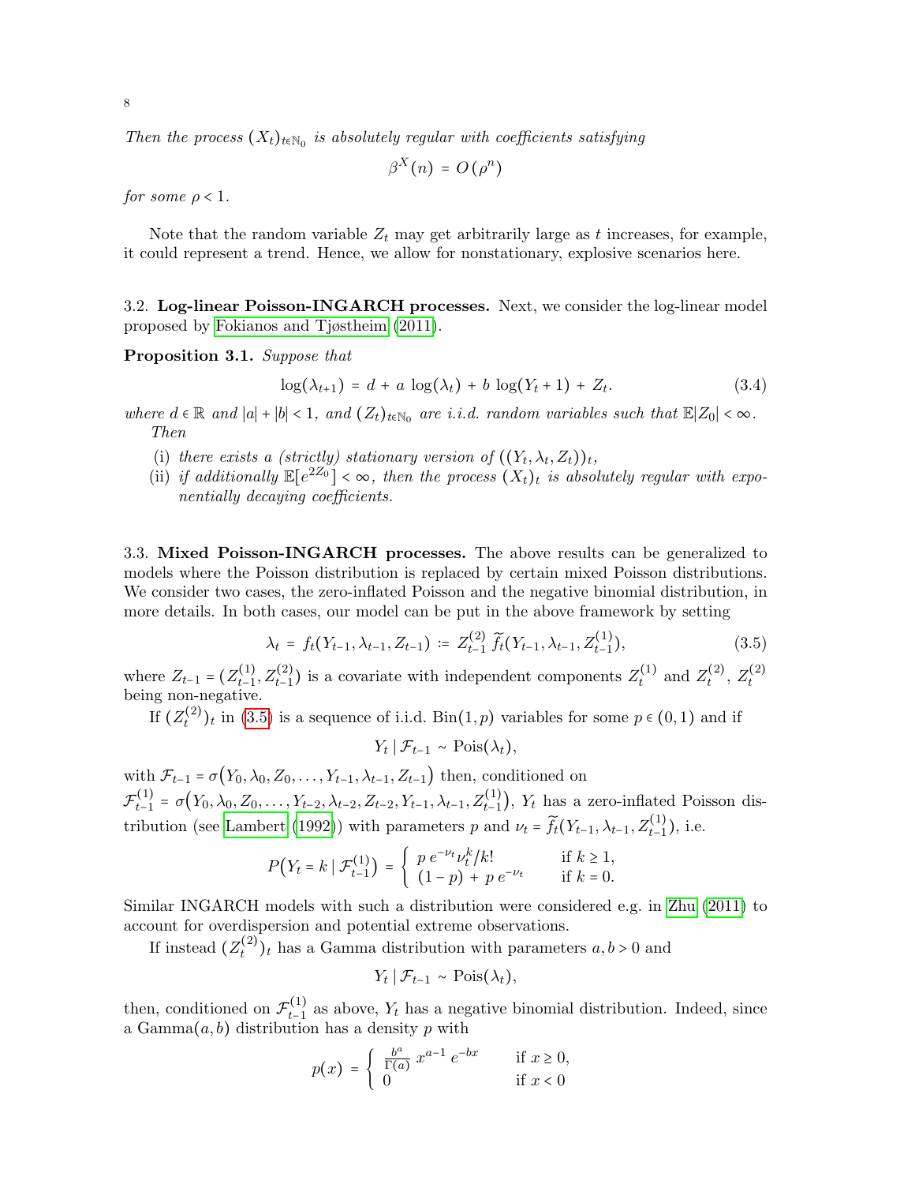*Then the process $(X_t)_{t\in\mathbb{N}_0}$ is absolutely regular with coefficients satisfying*

$$\beta^X(n) = O(\rho^n)$$

*for some $\rho < 1$.*

Note that the random variable $Z_t$ may get arbitrarily large as $t$ increases, for example, it could represent a trend. Hence, we allow for nonstationary, explosive scenarios here.

**3.2. Log-linear Poisson-INGARCH processes.** Next, we consider the log-linear model proposed by Fokianos and Tjøstheim (2011).

**Proposition 3.1.** *Suppose that*

$$\log(\lambda_{t+1}) = d + a\,\log(\lambda_t) + b\,\log(Y_t + 1) + Z_t. \tag{3.4}$$

*where $d \in \mathbb{R}$ and $|a| + |b| < 1$, and $(Z_t)_{t\in\mathbb{N}_0}$ are i.i.d. random variables such that $\mathbb{E}|Z_0| < \infty$. Then*

- (i) *there exists a (strictly) stationary version of $((Y_t, \lambda_t, Z_t))_t$,*
- (ii) *if additionally $\mathbb{E}[e^{2Z_0}] < \infty$, then the process $(X_t)_t$ is absolutely regular with exponentially decaying coefficients.*

**3.3. Mixed Poisson-INGARCH processes.** The above results can be generalized to models where the Poisson distribution is replaced by certain mixed Poisson distributions. We consider two cases, the zero-inflated Poisson and the negative binomial distribution, in more details. In both cases, our model can be put in the above framework by setting

$$\lambda_t = f_t(Y_{t-1}, \lambda_{t-1}, Z_{t-1}) := Z_{t-1}^{(2)}\,\widetilde{f}_t(Y_{t-1}, \lambda_{t-1}, Z_{t-1}^{(1)}), \tag{3.5}$$

where $Z_{t-1} = (Z_{t-1}^{(1)}, Z_{t-1}^{(2)})$ is a covariate with independent components $Z_t^{(1)}$ and $Z_t^{(2)}$, $Z_t^{(2)}$ being non-negative.

If $(Z_t^{(2)})_t$ in (3.5) is a sequence of i.i.d. $\mathrm{Bin}(1,p)$ variables for some $p \in (0,1)$ and if

$$Y_t \mid \mathcal{F}_{t-1} \sim \mathrm{Pois}(\lambda_t),$$

with $\mathcal{F}_{t-1} = \sigma\big(Y_0, \lambda_0, Z_0, \ldots, Y_{t-1}, \lambda_{t-1}, Z_{t-1}\big)$ then, conditioned on $\mathcal{F}_{t-1}^{(1)} = \sigma\big(Y_0, \lambda_0, Z_0, \ldots, Y_{t-2}, \lambda_{t-2}, Z_{t-2}, Y_{t-1}, \lambda_{t-1}, Z_{t-1}^{(1)}\big)$, $Y_t$ has a zero-inflated Poisson distribution (see Lambert (1992)) with parameters $p$ and $\nu_t = \widetilde{f}_t(Y_{t-1}, \lambda_{t-1}, Z_{t-1}^{(1)})$, i.e.

$$P\big(Y_t = k \mid \mathcal{F}_{t-1}^{(1)}\big) = \begin{cases} p\,e^{-\nu_t}\nu_t^k/k! & \text{if } k \geq 1, \\ (1-p) + p\,e^{-\nu_t} & \text{if } k = 0. \end{cases}$$

Similar INGARCH models with such a distribution were considered e.g. in Zhu (2011) to account for overdispersion and potential extreme observations.

If instead $(Z_t^{(2)})_t$ has a Gamma distribution with parameters $a, b > 0$ and

$$Y_t \mid \mathcal{F}_{t-1} \sim \mathrm{Pois}(\lambda_t),$$

then, conditioned on $\mathcal{F}_{t-1}^{(1)}$ as above, $Y_t$ has a negative binomial distribution. Indeed, since a $\mathrm{Gamma}(a,b)$ distribution has a density $p$ with

$$p(x) = \begin{cases} \frac{b^a}{\Gamma(a)}\,x^{a-1}\,e^{-bx} & \text{if } x \geq 0, \\ 0 & \text{if } x < 0 \end{cases}$$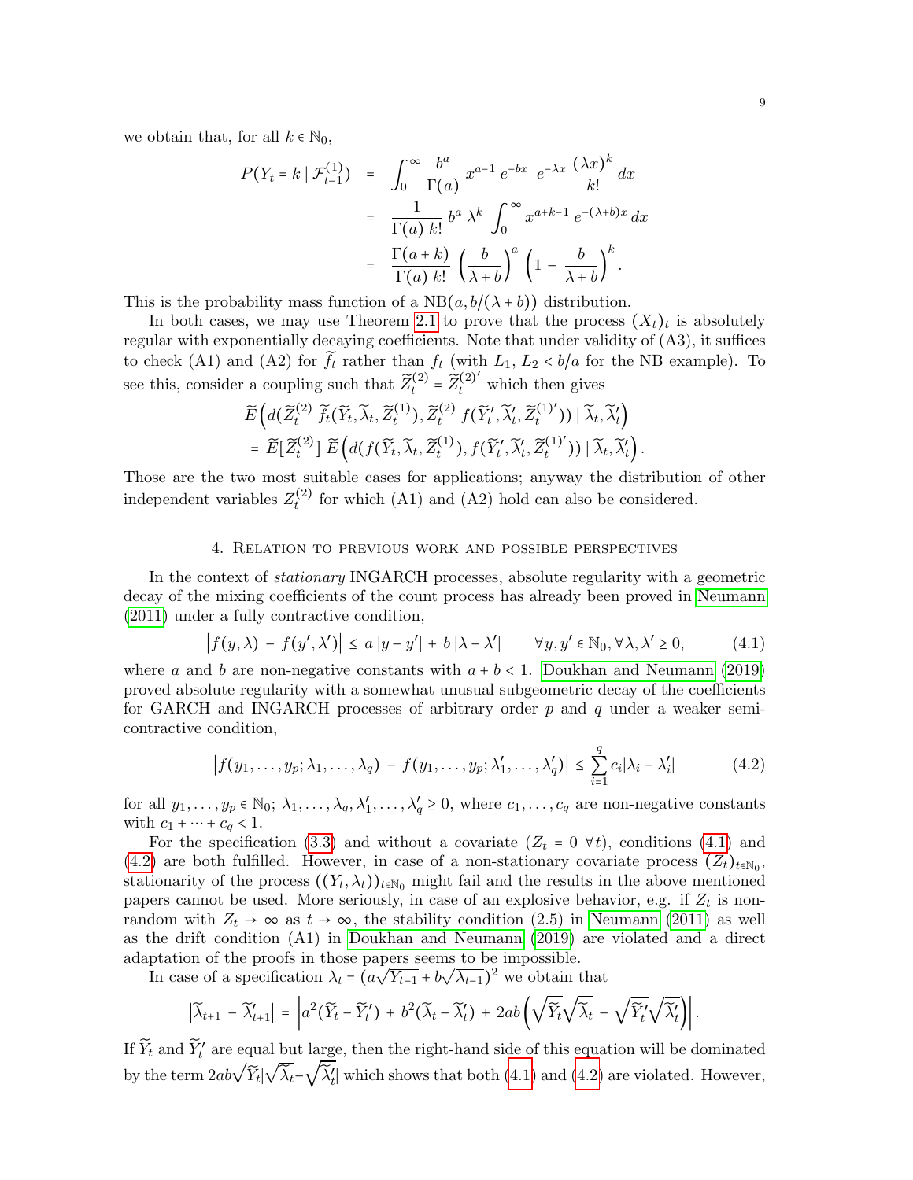we obtain that, for all $k \in \mathbb{N}_0$,

$$
\begin{aligned}
P(Y_t = k \mid \mathcal{F}_{t-1}^{(1)}) &= \int_0^\infty \frac{b^a}{\Gamma(a)}\, x^{a-1}\, e^{-bx}\;\; e^{-\lambda x}\, \frac{(\lambda x)^k}{k!}\, dx \\
&= \frac{1}{\Gamma(a)\, k!}\, b^a\, \lambda^k \int_0^\infty x^{a+k-1}\, e^{-(\lambda+b)x}\, dx \\
&= \frac{\Gamma(a+k)}{\Gamma(a)\, k!} \left(\frac{b}{\lambda+b}\right)^a \left(1 - \frac{b}{\lambda+b}\right)^k .
\end{aligned}
$$

This is the probability mass function of a $\mathrm{NB}(a, b/(\lambda+b))$ distribution.

In both cases, we may use Theorem 2.1 to prove that the process $(X_t)_t$ is absolutely regular with exponentially decaying coefficients. Note that under validity of (A3), it suffices to check (A1) and (A2) for $\widetilde{f}_t$ rather than $f_t$ (with $L_1$, $L_2 < b/a$ for the NB example). To see this, consider a coupling such that $\widetilde{Z}_t^{(2)} = \widetilde{Z}_t^{(2)'}$ which then gives

$$
\begin{aligned}
&\widetilde{E}\left(d(\widetilde{Z}_t^{(2)}\, \widetilde{f}_t(\widetilde{Y}_t, \widetilde{\lambda}_t, \widetilde{Z}_t^{(1)}), \widetilde{Z}_t^{(2)}\, f(\widetilde{Y}_t', \widetilde{\lambda}_t', \widetilde{Z}_t^{(1)'})) \mid \widetilde{\lambda}_t, \widetilde{\lambda}_t'\right) \\
&= \widetilde{E}[\widetilde{Z}_t^{(2)}]\; \widetilde{E}\left(d(f(\widetilde{Y}_t, \widetilde{\lambda}_t, \widetilde{Z}_t^{(1)}), f(\widetilde{Y}_t', \widetilde{\lambda}_t', \widetilde{Z}_t^{(1)'})) \mid \widetilde{\lambda}_t, \widetilde{\lambda}_t'\right).
\end{aligned}
$$

Those are the two most suitable cases for applications; anyway the distribution of other independent variables $Z_t^{(2)}$ for which (A1) and (A2) hold can also be considered.

## 4. Relation to previous work and possible perspectives

In the context of *stationary* INGARCH processes, absolute regularity with a geometric decay of the mixing coefficients of the count process has already been proved in Neumann (2011) under a fully contractive condition,

$$
\left|f(y,\lambda) - f(y',\lambda')\right| \le a\,|y - y'| + b\,|\lambda - \lambda'| \qquad \forall y, y' \in \mathbb{N}_0, \forall \lambda, \lambda' \ge 0, \tag{4.1}
$$

where $a$ and $b$ are non-negative constants with $a + b < 1$. Doukhan and Neumann (2019) proved absolute regularity with a somewhat unusual subgeometric decay of the coefficients for GARCH and INGARCH processes of arbitrary order $p$ and $q$ under a weaker semi-contractive condition,

$$
\left|f(y_1,\ldots,y_p;\lambda_1,\ldots,\lambda_q) - f(y_1,\ldots,y_p;\lambda_1',\ldots,\lambda_q')\right| \le \sum_{i=1}^q c_i |\lambda_i - \lambda_i'| \tag{4.2}
$$

for all $y_1, \ldots, y_p \in \mathbb{N}_0$; $\lambda_1, \ldots, \lambda_q, \lambda_1', \ldots, \lambda_q' \ge 0$, where $c_1, \ldots, c_q$ are non-negative constants with $c_1 + \cdots + c_q < 1$.

For the specification (3.3) and without a covariate ($Z_t = 0\ \forall t$), conditions (4.1) and (4.2) are both fulfilled. However, in case of a non-stationary covariate process $(Z_t)_{t \in \mathbb{N}_0}$, stationarity of the process $((Y_t, \lambda_t))_{t \in \mathbb{N}_0}$ might fail and the results in the above mentioned papers cannot be used. More seriously, in case of an explosive behavior, e.g. if $Z_t$ is non-random with $Z_t \to \infty$ as $t \to \infty$, the stability condition (2.5) in Neumann (2011) as well as the drift condition (A1) in Doukhan and Neumann (2019) are violated and a direct adaptation of the proofs in those papers seems to be impossible.

In case of a specification $\lambda_t = (a\sqrt{Y_{t-1}} + b\sqrt{\lambda_{t-1}})^2$ we obtain that

$$
\left|\widetilde{\lambda}_{t+1} - \widetilde{\lambda}_{t+1}'\right| = \left|a^2(\widetilde{Y}_t - \widetilde{Y}_t') + b^2(\widetilde{\lambda}_t - \widetilde{\lambda}_t') + 2ab\left(\sqrt{\widetilde{Y}_t}\sqrt{\widetilde{\lambda}_t} - \sqrt{\widetilde{Y}_t'}\sqrt{\widetilde{\lambda}_t'}\right)\right|.
$$

If $\widetilde{Y}_t$ and $\widetilde{Y}_t'$ are equal but large, then the right-hand side of this equation will be dominated by the term $2ab\sqrt{\widetilde{Y}_t}|\sqrt{\widetilde{\lambda}_t} - \sqrt{\widetilde{\lambda}_t'}|$ which shows that both (4.1) and (4.2) are violated. However,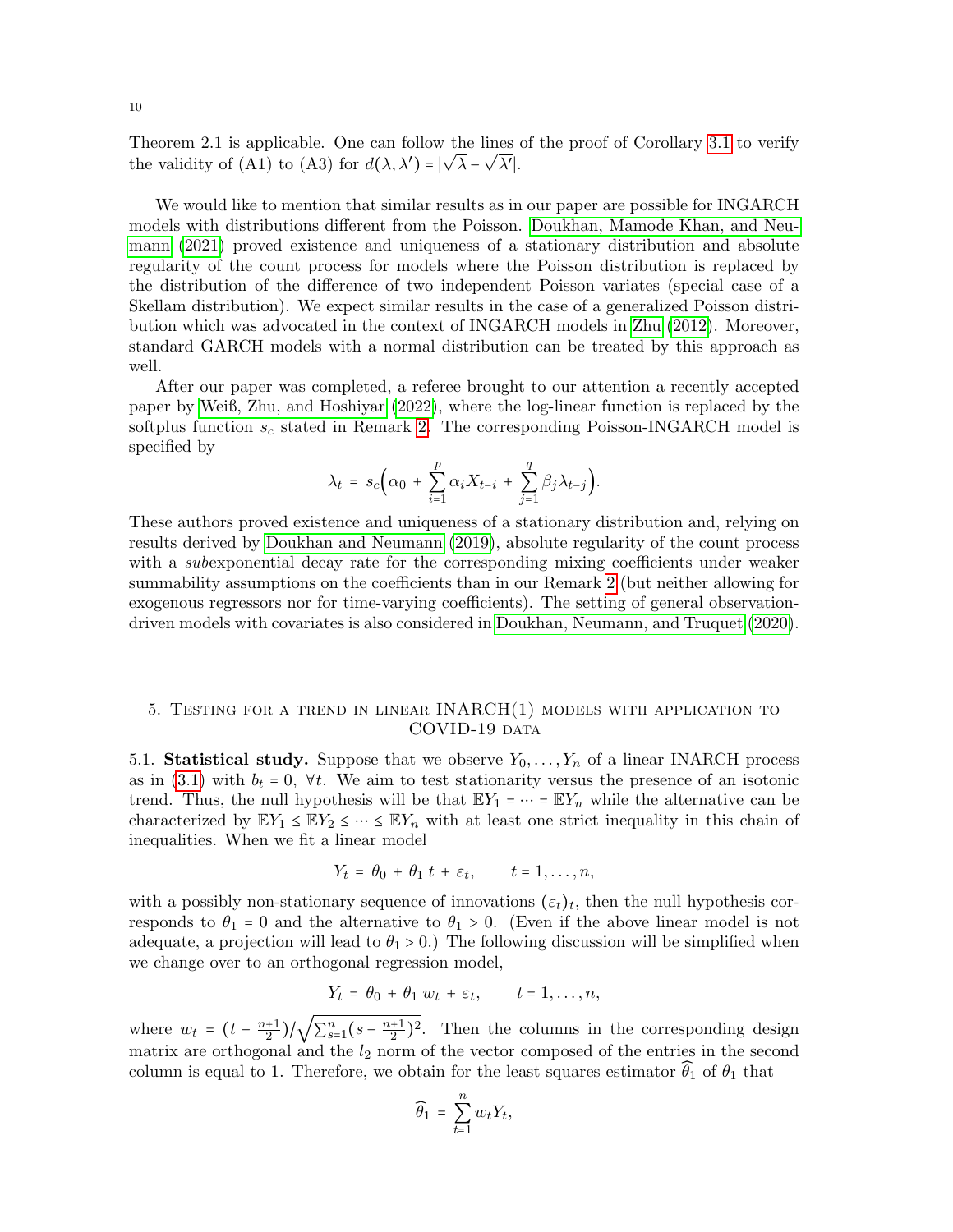Theorem 2.1 is applicable. One can follow the lines of the proof of Corollary 3.1 to verify the validity of (A1) to (A3) for $d(\lambda, \lambda') = |\sqrt{\lambda} - \sqrt{\lambda'}|$.

We would like to mention that similar results as in our paper are possible for INGARCH models with distributions different from the Poisson. Doukhan, Mamode Khan, and Neumann (2021) proved existence and uniqueness of a stationary distribution and absolute regularity of the count process for models where the Poisson distribution is replaced by the distribution of the difference of two independent Poisson variates (special case of a Skellam distribution). We expect similar results in the case of a generalized Poisson distribution which was advocated in the context of INGARCH models in Zhu (2012). Moreover, standard GARCH models with a normal distribution can be treated by this approach as well.

After our paper was completed, a referee brought to our attention a recently accepted paper by Weiß, Zhu, and Hoshiyar (2022), where the log-linear function is replaced by the softplus function $s_c$ stated in Remark 2. The corresponding Poisson-INGARCH model is specified by

$$\lambda_t = s_c\Big(\alpha_0 + \sum_{i=1}^{p} \alpha_i X_{t-i} + \sum_{j=1}^{q} \beta_j \lambda_{t-j}\Big).$$

These authors proved existence and uniqueness of a stationary distribution and, relying on results derived by Doukhan and Neumann (2019), absolute regularity of the count process with a *sub*exponential decay rate for the corresponding mixing coefficients under weaker summability assumptions on the coefficients than in our Remark 2 (but neither allowing for exogenous regressors nor for time-varying coefficients). The setting of general observation-driven models with covariates is also considered in Doukhan, Neumann, and Truquet (2020).

## 5. Testing for a trend in linear INARCH(1) models with application to COVID-19 data

5.1. **Statistical study.** Suppose that we observe $Y_0, \ldots, Y_n$ of a linear INARCH process as in (3.1) with $b_t = 0$, $\forall t$. We aim to test stationarity versus the presence of an isotonic trend. Thus, the null hypothesis will be that $\mathbb{E}Y_1 = \cdots = \mathbb{E}Y_n$ while the alternative can be characterized by $\mathbb{E}Y_1 \le \mathbb{E}Y_2 \le \cdots \le \mathbb{E}Y_n$ with at least one strict inequality in this chain of inequalities. When we fit a linear model

$$Y_t = \theta_0 + \theta_1\, t + \varepsilon_t, \qquad t = 1, \ldots, n,$$

with a possibly non-stationary sequence of innovations $(\varepsilon_t)_t$, then the null hypothesis corresponds to $\theta_1 = 0$ and the alternative to $\theta_1 > 0$. (Even if the above linear model is not adequate, a projection will lead to $\theta_1 > 0$.) The following discussion will be simplified when we change over to an orthogonal regression model,

$$Y_t = \theta_0 + \theta_1\, w_t + \varepsilon_t, \qquad t = 1, \ldots, n,$$

where $w_t = (t - \frac{n+1}{2}) / \sqrt{\sum_{s=1}^{n} (s - \frac{n+1}{2})^2}$. Then the columns in the corresponding design matrix are orthogonal and the $l_2$ norm of the vector composed of the entries in the second column is equal to 1. Therefore, we obtain for the least squares estimator $\widehat{\theta}_1$ of $\theta_1$ that

$$\widehat{\theta}_1 = \sum_{t=1}^{n} w_t Y_t,$$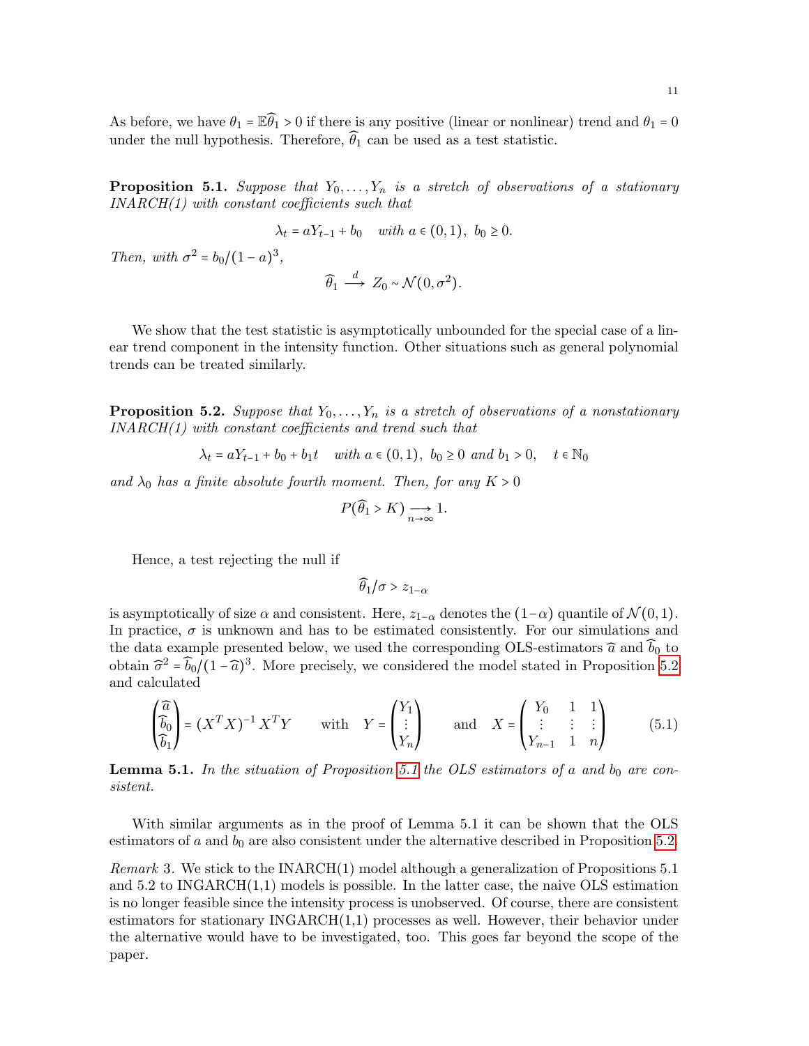As before, we have $\theta_1 = \mathbb{E}\widehat{\theta}_1 > 0$ if there is any positive (linear or nonlinear) trend and $\theta_1 = 0$ under the null hypothesis. Therefore, $\widehat{\theta}_1$ can be used as a test statistic.

**Proposition 5.1.** *Suppose that $Y_0, \ldots, Y_n$ is a stretch of observations of a stationary INARCH(1) with constant coefficients such that*

$$\lambda_t = aY_{t-1} + b_0 \quad \textit{with } a \in (0,1),\ b_0 \geq 0.$$

*Then, with $\sigma^2 = b_0/(1-a)^3$,*

$$\widehat{\theta}_1 \xrightarrow{d} Z_0 \sim \mathcal{N}(0, \sigma^2).$$

We show that the test statistic is asymptotically unbounded for the special case of a linear trend component in the intensity function. Other situations such as general polynomial trends can be treated similarly.

**Proposition 5.2.** *Suppose that $Y_0, \ldots, Y_n$ is a stretch of observations of a nonstationary INARCH(1) with constant coefficients and trend such that*

$$\lambda_t = aY_{t-1} + b_0 + b_1 t \quad \textit{with } a \in (0,1),\ b_0 \geq 0 \textit{ and } b_1 > 0, \quad t \in \mathbb{N}_0$$

*and $\lambda_0$ has a finite absolute fourth moment. Then, for any $K > 0$*

$$P(\widehat{\theta}_1 > K) \underset{n\to\infty}{\longrightarrow} 1.$$

Hence, a test rejecting the null if

$$\widehat{\theta}_1/\sigma > z_{1-\alpha}$$

is asymptotically of size $\alpha$ and consistent. Here, $z_{1-\alpha}$ denotes the $(1-\alpha)$ quantile of $\mathcal{N}(0,1)$. In practice, $\sigma$ is unknown and has to be estimated consistently. For our simulations and the data example presented below, we used the corresponding OLS-estimators $\widehat{a}$ and $\widehat{b}_0$ to obtain $\widehat{\sigma}^2 = \widehat{b}_0/(1-\widehat{a})^3$. More precisely, we considered the model stated in Proposition 5.2 and calculated

$$\begin{pmatrix} \widehat{a} \\ \widehat{b}_0 \\ \widehat{b}_1 \end{pmatrix} = (X^T X)^{-1} X^T Y \qquad \text{with} \quad Y = \begin{pmatrix} Y_1 \\ \vdots \\ Y_n \end{pmatrix} \qquad \text{and} \quad X = \begin{pmatrix} Y_0 & 1 & 1 \\ \vdots & \vdots & \vdots \\ Y_{n-1} & 1 & n \end{pmatrix} \tag{5.1}$$

**Lemma 5.1.** *In the situation of Proposition 5.1 the OLS estimators of $a$ and $b_0$ are consistent.*

With similar arguments as in the proof of Lemma 5.1 it can be shown that the OLS estimators of $a$ and $b_0$ are also consistent under the alternative described in Proposition 5.2.

*Remark* 3. We stick to the INARCH(1) model although a generalization of Propositions 5.1 and 5.2 to INGARCH(1,1) models is possible. In the latter case, the naive OLS estimation is no longer feasible since the intensity process is unobserved. Of course, there are consistent estimators for stationary INGARCH(1,1) processes as well. However, their behavior under the alternative would have to be investigated, too. This goes far beyond the scope of the paper.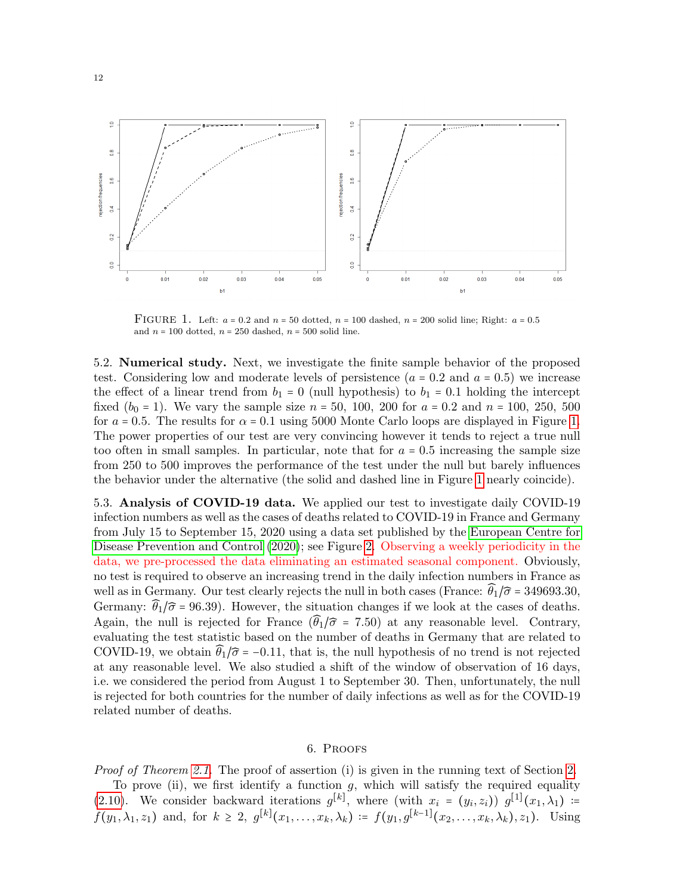FIGURE 1. Left: $a = 0.2$ and $n = 50$ dotted, $n = 100$ dashed, $n = 200$ solid line; Right: $a = 0.5$ and $n = 100$ dotted, $n = 250$ dashed, $n = 500$ solid line.

5.2. **Numerical study.** Next, we investigate the finite sample behavior of the proposed test. Considering low and moderate levels of persistence ($a = 0.2$ and $a = 0.5$) we increase the effect of a linear trend from $b_1 = 0$ (null hypothesis) to $b_1 = 0.1$ holding the intercept fixed ($b_0 = 1$). We vary the sample size $n = 50$, 100, 200 for $a = 0.2$ and $n = 100$, 250, 500 for $a = 0.5$. The results for $\alpha = 0.1$ using 5000 Monte Carlo loops are displayed in Figure 1. The power properties of our test are very convincing however it tends to reject a true null too often in small samples. In particular, note that for $a = 0.5$ increasing the sample size from 250 to 500 improves the performance of the test under the null but barely influences the behavior under the alternative (the solid and dashed line in Figure 1 nearly coincide).

5.3. **Analysis of COVID-19 data.** We applied our test to investigate daily COVID-19 infection numbers as well as the cases of deaths related to COVID-19 in France and Germany from July 15 to September 15, 2020 using a data set published by the European Centre for Disease Prevention and Control (2020); see Figure 2. Observing a weekly periodicity in the data, we pre-processed the data eliminating an estimated seasonal component. Obviously, no test is required to observe an increasing trend in the daily infection numbers in France as well as in Germany. Our test clearly rejects the null in both cases (France: $\widehat{\theta}_1/\widehat{\sigma} = 349693.30$, Germany: $\widehat{\theta}_1/\widehat{\sigma} = 96.39$). However, the situation changes if we look at the cases of deaths. Again, the null is rejected for France ($\widehat{\theta}_1/\widehat{\sigma} = 7.50$) at any reasonable level. Contrary, evaluating the test statistic based on the number of deaths in Germany that are related to COVID-19, we obtain $\widehat{\theta}_1/\widehat{\sigma} = -0.11$, that is, the null hypothesis of no trend is not rejected at any reasonable level. We also studied a shift of the window of observation of 16 days, i.e. we considered the period from August 1 to September 30. Then, unfortunately, the null is rejected for both countries for the number of daily infections as well as for the COVID-19 related number of deaths.

## 6. Proofs

*Proof of Theorem 2.1.* The proof of assertion (i) is given in the running text of Section 2.

To prove (ii), we first identify a function $g$, which will satisfy the required equality (2.10). We consider backward iterations $g^{[k]}$, where (with $x_i = (y_i, z_i)$) $g^{[1]}(x_1, \lambda_1) := f(y_1, \lambda_1, z_1)$ and, for $k \geq 2$, $g^{[k]}(x_1, \ldots, x_k, \lambda_k) := f(y_1, g^{[k-1]}(x_2, \ldots, x_k, \lambda_k), z_1)$. Using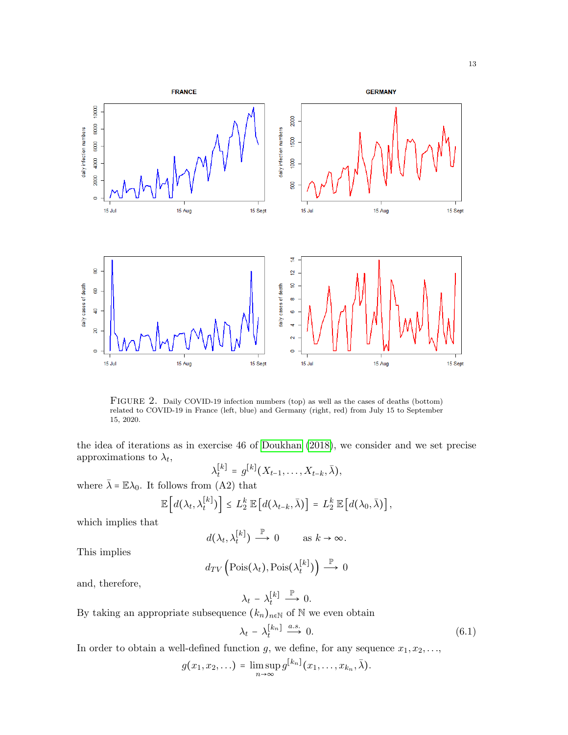FIGURE 2. Daily COVID-19 infection numbers (top) as well as the cases of deaths (bottom) related to COVID-19 in France (left, blue) and Germany (right, red) from July 15 to September 15, 2020.

the idea of iterations as in exercise 46 of Doukhan (2018), we consider and we set precise approximations to $\lambda_t$,

$$\lambda_t^{[k]} = g^{[k]}(X_{t-1}, \ldots, X_{t-k}, \bar{\lambda}),$$

where $\bar{\lambda} = \mathbb{E}\lambda_0$. It follows from (A2) that

$$\mathbb{E}\Big[d(\lambda_t, \lambda_t^{[k]})\Big] \leq L_2^k \, \mathbb{E}\big[d(\lambda_{t-k}, \bar{\lambda})\big] = L_2^k \, \mathbb{E}\big[d(\lambda_0, \bar{\lambda})\big],$$

which implies that

$$d(\lambda_t, \lambda_t^{[k]}) \stackrel{\mathbb{P}}{\longrightarrow} 0 \qquad \text{as } k \to \infty.$$

This implies

$$d_{TV}\Big(\mathrm{Pois}(\lambda_t), \mathrm{Pois}(\lambda_t^{[k]})\Big) \stackrel{\mathbb{P}}{\longrightarrow} 0$$

and, therefore,

$$\lambda_t - \lambda_t^{[k]} \stackrel{\mathbb{P}}{\longrightarrow} 0.$$

By taking an appropriate subsequence $(k_n)_{n\in\mathbb{N}}$ of $\mathbb{N}$ we even obtain

$$\lambda_t - \lambda_t^{[k_n]} \stackrel{a.s.}{\longrightarrow} 0. \tag{6.1}$$

In order to obtain a well-defined function $g$, we define, for any sequence $x_1, x_2, \ldots$,

$$g(x_1, x_2, \ldots) = \limsup_{n\to\infty} g^{[k_n]}(x_1, \ldots, x_{k_n}, \bar{\lambda}).$$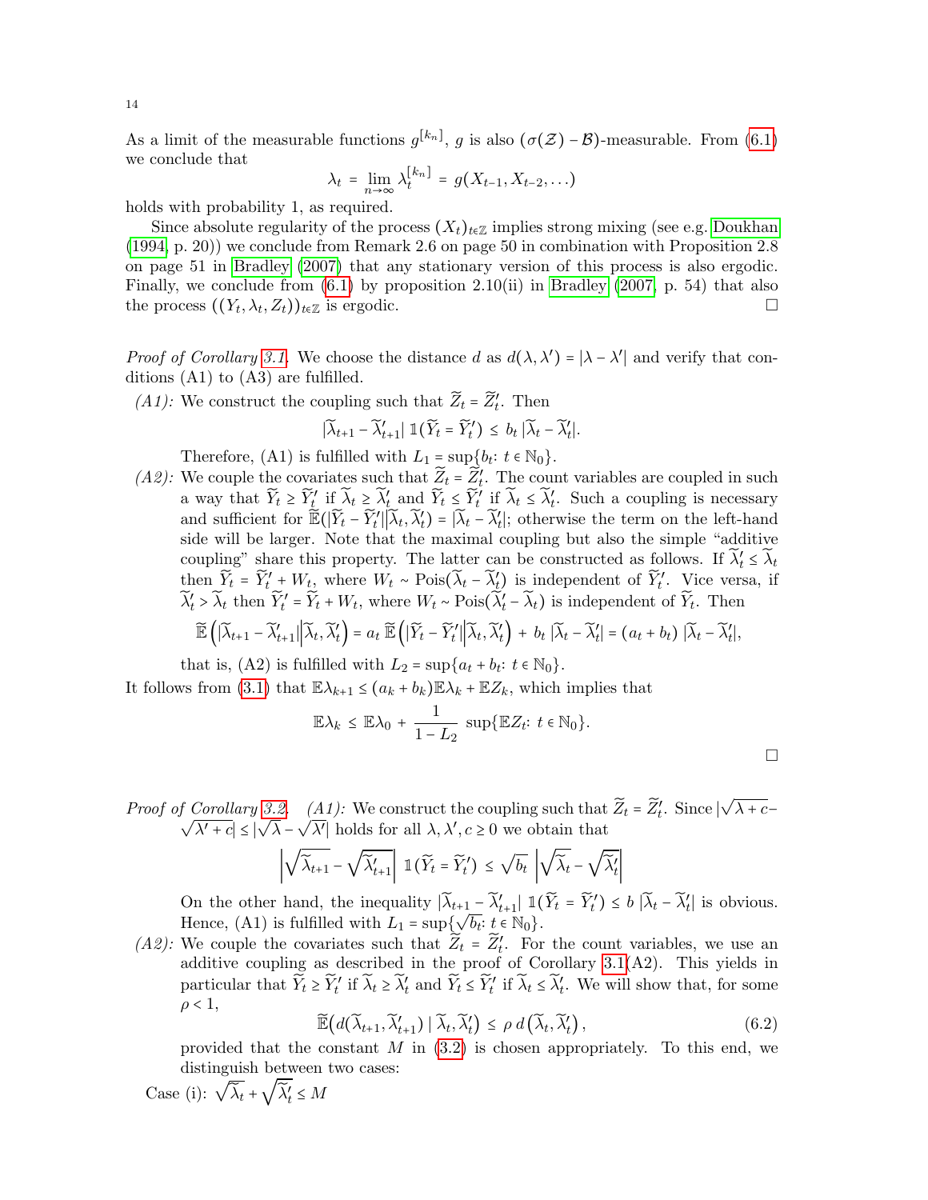As a limit of the measurable functions $g^{[k_n]}$, $g$ is also $(\sigma(\mathcal{Z})-\mathcal{B})$-measurable. From (6.1) we conclude that

$$\lambda_t = \lim_{n\to\infty} \lambda_t^{[k_n]} = g(X_{t-1}, X_{t-2}, \dots)$$

holds with probability 1, as required.

Since absolute regularity of the process $(X_t)_{t\in\mathbb{Z}}$ implies strong mixing (see e.g. Doukhan (1994, p. 20)) we conclude from Remark 2.6 on page 50 in combination with Proposition 2.8 on page 51 in Bradley (2007) that any stationary version of this process is also ergodic. Finally, we conclude from (6.1) by proposition 2.10(ii) in Bradley (2007, p. 54) that also the process $((Y_t, \lambda_t, Z_t))_{t\in\mathbb{Z}}$ is ergodic. □

*Proof of Corollary 3.1.* We choose the distance $d$ as $d(\lambda, \lambda') = |\lambda - \lambda'|$ and verify that conditions (A1) to (A3) are fulfilled.

*(A1):* We construct the coupling such that $\widetilde{Z}_t = \widetilde{Z}_t'$. Then

$$|\widetilde{\lambda}_{t+1} - \widetilde{\lambda}_{t+1}'| \,\mathbb{1}(\widetilde{Y}_t = \widetilde{Y}_t') \le b_t\, |\widetilde{\lambda}_t - \widetilde{\lambda}_t'|.$$

Therefore, (A1) is fulfilled with $L_1 = \sup\{b_t\colon t \in \mathbb{N}_0\}$.

*(A2):* We couple the covariates such that $\widetilde{Z}_t = \widetilde{Z}_t'$. The count variables are coupled in such a way that $\widetilde{Y}_t \ge \widetilde{Y}_t'$ if $\widetilde{\lambda}_t \ge \widetilde{\lambda}_t'$ and $\widetilde{Y}_t \le \widetilde{Y}_t'$ if $\widetilde{\lambda}_t \le \widetilde{\lambda}_t'$. Such a coupling is necessary and sufficient for $\widetilde{\mathbb{E}}(|\widetilde{Y}_t - \widetilde{Y}_t'| | \widetilde{\lambda}_t, \widetilde{\lambda}_t') = |\widetilde{\lambda}_t - \widetilde{\lambda}_t'|$; otherwise the term on the left-hand side will be larger. Note that the maximal coupling but also the simple "additive coupling" share this property. The latter can be constructed as follows. If $\widetilde{\lambda}_t' \le \widetilde{\lambda}_t$ then $\widetilde{Y}_t = \widetilde{Y}_t' + W_t$, where $W_t \sim \mathrm{Pois}(\widetilde{\lambda}_t - \widetilde{\lambda}_t')$ is independent of $\widetilde{Y}_t'$. Vice versa, if $\widetilde{\lambda}_t' > \widetilde{\lambda}_t$ then $\widetilde{Y}_t' = \widetilde{Y}_t + W_t$, where $W_t \sim \mathrm{Pois}(\widetilde{\lambda}_t' - \widetilde{\lambda}_t)$ is independent of $\widetilde{Y}_t$. Then

$$\widetilde{\mathbb{E}}\left(|\widetilde{\lambda}_{t+1} - \widetilde{\lambda}_{t+1}'| \Big| \widetilde{\lambda}_t, \widetilde{\lambda}_t'\right) = a_t\, \widetilde{\mathbb{E}}\left(|\widetilde{Y}_t - \widetilde{Y}_t'| \Big| \widetilde{\lambda}_t, \widetilde{\lambda}_t'\right) + b_t\, |\widetilde{\lambda}_t - \widetilde{\lambda}_t'| = (a_t + b_t)\, |\widetilde{\lambda}_t - \widetilde{\lambda}_t'|,$$

that is, (A2) is fulfilled with $L_2 = \sup\{a_t + b_t\colon t \in \mathbb{N}_0\}$.

It follows from (3.1) that $\mathbb{E}\lambda_{k+1} \le (a_k + b_k)\mathbb{E}\lambda_k + \mathbb{E}Z_k$, which implies that

$$\mathbb{E}\lambda_k \le \mathbb{E}\lambda_0 + \frac{1}{1 - L_2}\, \sup\{\mathbb{E}Z_t\colon t \in \mathbb{N}_0\}.$$

□

*Proof of Corollary 3.2.* *(A1):* We construct the coupling such that $\widetilde{Z}_t = \widetilde{Z}_t'$. Since $|\sqrt{\lambda + c} - \sqrt{\lambda' + c}| \le |\sqrt{\lambda} - \sqrt{\lambda'}|$ holds for all $\lambda, \lambda', c \ge 0$ we obtain that

$$\left|\sqrt{\widetilde{\lambda}_{t+1}} - \sqrt{\widetilde{\lambda}_{t+1}'}\right| \,\mathbb{1}(\widetilde{Y}_t = \widetilde{Y}_t') \le \sqrt{b_t}\, \left|\sqrt{\widetilde{\lambda}_t} - \sqrt{\widetilde{\lambda}_t'}\right|$$

On the other hand, the inequality $|\widetilde{\lambda}_{t+1} - \widetilde{\lambda}_{t+1}'| \,\mathbb{1}(\widetilde{Y}_t = \widetilde{Y}_t') \le b\, |\widetilde{\lambda}_t - \widetilde{\lambda}_t'|$ is obvious. Hence, (A1) is fulfilled with $L_1 = \sup\{\sqrt{b_t}\colon t \in \mathbb{N}_0\}$.

*(A2):* We couple the covariates such that $\widetilde{Z}_t = \widetilde{Z}_t'$. For the count variables, we use an additive coupling as described in the proof of Corollary 3.1(A2). This yields in particular that $\widetilde{Y}_t \ge \widetilde{Y}_t'$ if $\widetilde{\lambda}_t \ge \widetilde{\lambda}_t'$ and $\widetilde{Y}_t \le \widetilde{Y}_t'$ if $\widetilde{\lambda}_t \le \widetilde{\lambda}_t'$. We will show that, for some $\rho < 1$,

$$\widetilde{\mathbb{E}}\big(d(\widetilde{\lambda}_{t+1}, \widetilde{\lambda}_{t+1}') \mid \widetilde{\lambda}_t, \widetilde{\lambda}_t'\big) \le \rho\, d\big(\widetilde{\lambda}_t, \widetilde{\lambda}_t'\big), \tag{6.2}$$

provided that the constant $M$ in (3.2) is chosen appropriately. To this end, we distinguish between two cases:

Case (i): $\sqrt{\widetilde{\lambda}_t} + \sqrt{\widetilde{\lambda}_t'} \le M$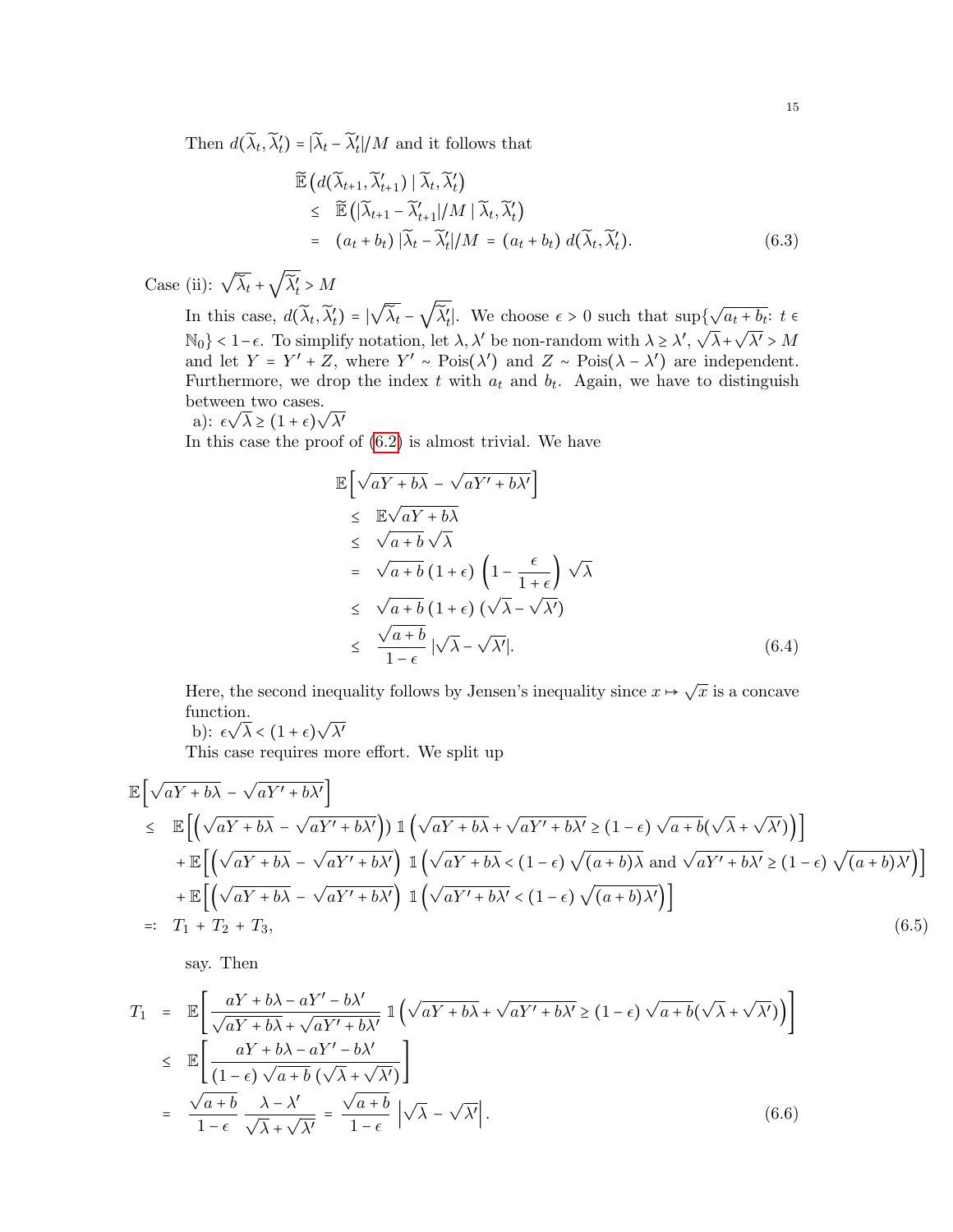Then $d(\widetilde{\lambda}_t, \widetilde{\lambda}_t') = |\widetilde{\lambda}_t - \widetilde{\lambda}_t'|/M$ and it follows that

$$
\begin{aligned}
&\widetilde{\mathbb{E}}\big(d(\widetilde{\lambda}_{t+1}, \widetilde{\lambda}_{t+1}') \mid \widetilde{\lambda}_t, \widetilde{\lambda}_t'\big) \\
&\leq \widetilde{\mathbb{E}}\big(|\widetilde{\lambda}_{t+1} - \widetilde{\lambda}_{t+1}'|/M \mid \widetilde{\lambda}_t, \widetilde{\lambda}_t'\big) \\
&= (a_t + b_t)\, |\widetilde{\lambda}_t - \widetilde{\lambda}_t'|/M \;=\; (a_t + b_t)\; d(\widetilde{\lambda}_t, \widetilde{\lambda}_t'). \qquad (6.3)
\end{aligned}
$$

Case (ii): $\sqrt{\widetilde{\lambda}_t} + \sqrt{\widetilde{\lambda}_t'} > M$

In this case, $d(\widetilde{\lambda}_t, \widetilde{\lambda}_t') = |\sqrt{\widetilde{\lambda}_t} - \sqrt{\widetilde{\lambda}_t'}|$. We choose $\epsilon > 0$ such that $\sup\{\sqrt{a_t + b_t}\colon t \in \mathbb{N}_0\} < 1 - \epsilon$. To simplify notation, let $\lambda, \lambda'$ be non-random with $\lambda \geq \lambda'$, $\sqrt{\lambda} + \sqrt{\lambda'} > M$ and let $Y = Y' + Z$, where $Y' \sim \operatorname{Pois}(\lambda')$ and $Z \sim \operatorname{Pois}(\lambda - \lambda')$ are independent. Furthermore, we drop the index $t$ with $a_t$ and $b_t$. Again, we have to distinguish between two cases.

a): $\epsilon\sqrt{\lambda} \geq (1 + \epsilon)\sqrt{\lambda'}$

In this case the proof of (6.2) is almost trivial. We have

$$
\begin{aligned}
&\mathbb{E}\Big[\sqrt{aY + b\lambda} - \sqrt{aY' + b\lambda'}\Big] \\
&\leq \mathbb{E}\sqrt{aY + b\lambda} \\
&\leq \sqrt{a + b}\,\sqrt{\lambda} \\
&= \sqrt{a + b}\,(1 + \epsilon)\,\left(1 - \frac{\epsilon}{1 + \epsilon}\right)\,\sqrt{\lambda} \\
&\leq \sqrt{a + b}\,(1 + \epsilon)\,(\sqrt{\lambda} - \sqrt{\lambda'}) \\
&\leq \frac{\sqrt{a + b}}{1 - \epsilon}\,|\sqrt{\lambda} - \sqrt{\lambda'}|. \qquad (6.4)
\end{aligned}
$$

Here, the second inequality follows by Jensen's inequality since $x \mapsto \sqrt{x}$ is a concave function.

b): $\epsilon\sqrt{\lambda} < (1 + \epsilon)\sqrt{\lambda'}$

This case requires more effort. We split up

$$
\begin{aligned}
&\mathbb{E}\Big[\sqrt{aY + b\lambda} - \sqrt{aY' + b\lambda'}\Big] \\
&\leq \mathbb{E}\Big[\Big(\sqrt{aY + b\lambda} - \sqrt{aY' + b\lambda'}\Big)\,\mathbb{1}\Big(\sqrt{aY + b\lambda} + \sqrt{aY' + b\lambda'} \geq (1 - \epsilon)\,\sqrt{a + b}(\sqrt{\lambda} + \sqrt{\lambda'})\Big)\Big] \\
&\quad + \mathbb{E}\Big[\Big(\sqrt{aY + b\lambda} - \sqrt{aY' + b\lambda'}\Big)\,\mathbb{1}\Big(\sqrt{aY + b\lambda} < (1 - \epsilon)\,\sqrt{(a + b)\lambda} \text{ and } \sqrt{aY' + b\lambda'} \geq (1 - \epsilon)\,\sqrt{(a + b)\lambda'}\Big)\Big] \\
&\quad + \mathbb{E}\Big[\Big(\sqrt{aY + b\lambda} - \sqrt{aY' + b\lambda'}\Big)\,\mathbb{1}\Big(\sqrt{aY' + b\lambda'} < (1 - \epsilon)\,\sqrt{(a + b)\lambda'}\Big)\Big] \\
&=: T_1 + T_2 + T_3, \qquad (6.5)
\end{aligned}
$$

say. Then

$$
\begin{aligned}
T_1 &= \mathbb{E}\bigg[\frac{aY + b\lambda - aY' - b\lambda'}{\sqrt{aY + b\lambda} + \sqrt{aY' + b\lambda'}}\,\mathbb{1}\Big(\sqrt{aY + b\lambda} + \sqrt{aY' + b\lambda'} \geq (1 - \epsilon)\,\sqrt{a + b}(\sqrt{\lambda} + \sqrt{\lambda'})\Big)\bigg] \\
&\leq \mathbb{E}\bigg[\frac{aY + b\lambda - aY' - b\lambda'}{(1 - \epsilon)\,\sqrt{a + b}\,(\sqrt{\lambda} + \sqrt{\lambda'})}\bigg] \\
&= \frac{\sqrt{a + b}}{1 - \epsilon}\,\frac{\lambda - \lambda'}{\sqrt{\lambda} + \sqrt{\lambda'}} \;=\; \frac{\sqrt{a + b}}{1 - \epsilon}\,\Big|\sqrt{\lambda} - \sqrt{\lambda'}\Big|. \qquad (6.6)
\end{aligned}
$$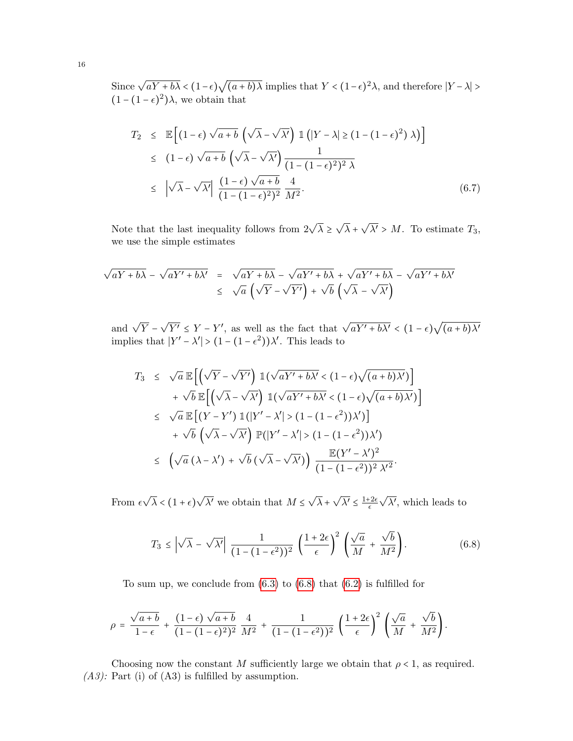Since $\sqrt{aY + b\lambda} < (1-\epsilon)\sqrt{(a+b)\lambda}$ implies that $Y < (1-\epsilon)^2\lambda$, and therefore $|Y - \lambda| > (1-(1-\epsilon)^2)\lambda$, we obtain that

$$
\begin{aligned}
T_2 &\leq \mathbb{E}\Big[(1-\epsilon)\,\sqrt{a+b}\,\left(\sqrt{\lambda} - \sqrt{\lambda'}\right)\,\mathbb{1}\left(|Y-\lambda| \geq (1-(1-\epsilon)^2)\,\lambda\right)\Big] \\
&\leq (1-\epsilon)\,\sqrt{a+b}\,\left(\sqrt{\lambda} - \sqrt{\lambda'}\right)\frac{1}{(1-(1-\epsilon)^2)^2\,\lambda} \\
&\leq \left|\sqrt{\lambda} - \sqrt{\lambda'}\right|\,\frac{(1-\epsilon)\,\sqrt{a+b}}{(1-(1-\epsilon)^2)^2}\,\frac{4}{M^2}.
\end{aligned}
\tag{6.7}
$$

Note that the last inequality follows from $2\sqrt{\lambda} \geq \sqrt{\lambda} + \sqrt{\lambda'} > M$. To estimate $T_3$, we use the simple estimates

$$
\begin{aligned}
\sqrt{aY + b\lambda} - \sqrt{aY' + b\lambda'} &= \sqrt{aY + b\lambda} - \sqrt{aY' + b\lambda} + \sqrt{aY' + b\lambda} - \sqrt{aY' + b\lambda'} \\
&\leq \sqrt{a}\,\left(\sqrt{Y} - \sqrt{Y'}\right) + \sqrt{b}\,\left(\sqrt{\lambda} - \sqrt{\lambda'}\right)
\end{aligned}
$$

and $\sqrt{Y} - \sqrt{Y'} \leq Y - Y'$, as well as the fact that $\sqrt{aY' + b\lambda'} < (1-\epsilon)\sqrt{(a+b)\lambda'}$ implies that $|Y' - \lambda'| > (1-(1-\epsilon^2))\lambda'$. This leads to

$$
\begin{aligned}
T_3 &\leq \sqrt{a}\,\mathbb{E}\Big[\left(\sqrt{Y} - \sqrt{Y'}\right)\,\mathbb{1}(\sqrt{aY' + b\lambda'} < (1-\epsilon)\sqrt{(a+b)\lambda'})\Big] \\
&\quad + \sqrt{b}\,\mathbb{E}\Big[\left(\sqrt{\lambda} - \sqrt{\lambda'}\right)\,\mathbb{1}(\sqrt{aY' + b\lambda'} < (1-\epsilon)\sqrt{(a+b)\lambda'})\Big] \\
&\leq \sqrt{a}\,\mathbb{E}\big[(Y - Y')\,\mathbb{1}(|Y' - \lambda'| > (1-(1-\epsilon^2))\lambda')\big] \\
&\quad + \sqrt{b}\,\left(\sqrt{\lambda} - \sqrt{\lambda'}\right)\,\mathbb{P}(|Y' - \lambda'| > (1-(1-\epsilon^2))\lambda') \\
&\leq \left(\sqrt{a}\,(\lambda - \lambda') + \sqrt{b}\,(\sqrt{\lambda} - \sqrt{\lambda'})\right)\,\frac{\mathbb{E}(Y' - \lambda')^2}{(1-(1-\epsilon^2))^2\,\lambda'^2}.
\end{aligned}
$$

From $\epsilon\sqrt{\lambda} < (1+\epsilon)\sqrt{\lambda'}$ we obtain that $M \leq \sqrt{\lambda} + \sqrt{\lambda'} \leq \frac{1+2\epsilon}{\epsilon}\sqrt{\lambda'}$, which leads to

$$
T_3 \leq \left|\sqrt{\lambda} - \sqrt{\lambda'}\right|\,\frac{1}{(1-(1-\epsilon^2))^2}\,\left(\frac{1+2\epsilon}{\epsilon}\right)^2\,\left(\frac{\sqrt{a}}{M} + \frac{\sqrt{b}}{M^2}\right).
\tag{6.8}
$$

To sum up, we conclude from (6.3) to (6.8) that (6.2) is fulfilled for

$$
\rho = \frac{\sqrt{a+b}}{1-\epsilon} + \frac{(1-\epsilon)\,\sqrt{a+b}}{(1-(1-\epsilon)^2)^2}\,\frac{4}{M^2} + \frac{1}{(1-(1-\epsilon^2))^2}\,\left(\frac{1+2\epsilon}{\epsilon}\right)^2\,\left(\frac{\sqrt{a}}{M} + \frac{\sqrt{b}}{M^2}\right).
$$

Choosing now the constant $M$ sufficiently large we obtain that $\rho < 1$, as required.

*(A3):* Part (i) of (A3) is fulfilled by assumption.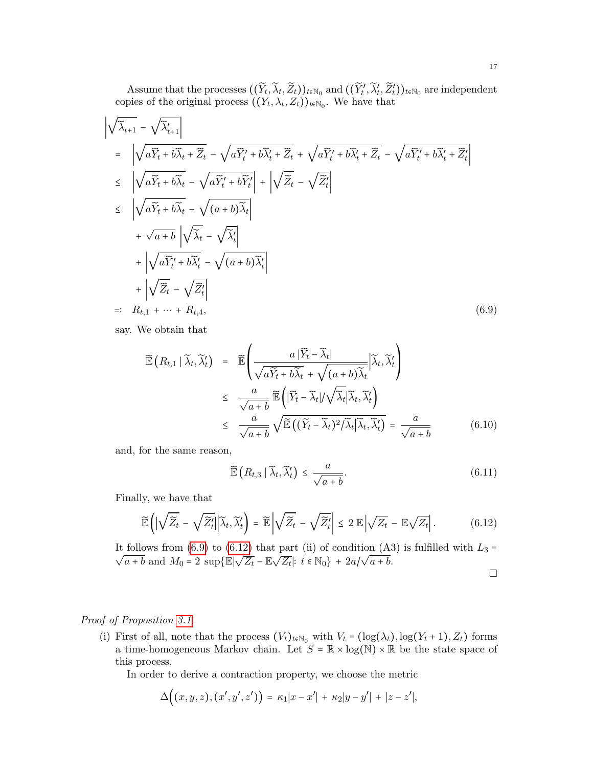Assume that the processes $((\widetilde{Y}_t, \widetilde{\lambda}_t, \widetilde{Z}_t))_{t\in\mathbb{N}_0}$ and $((\widetilde{Y}_t', \widetilde{\lambda}_t', \widetilde{Z}_t'))_{t\in\mathbb{N}_0}$ are independent copies of the original process $((Y_t, \lambda_t, Z_t))_{t\in\mathbb{N}_0}$. We have that

$$
\begin{aligned}
&\left|\sqrt{\widetilde{\lambda}_{t+1}} - \sqrt{\widetilde{\lambda}_{t+1}'}\right| \\
&= \left|\sqrt{a\widetilde{Y}_t + b\widetilde{\lambda}_t + \widetilde{Z}_t} - \sqrt{a\widetilde{Y}_t' + b\widetilde{\lambda}_t' + \widetilde{Z}_t} + \sqrt{a\widetilde{Y}_t' + b\widetilde{\lambda}_t' + \widetilde{Z}_t} - \sqrt{a\widetilde{Y}_t' + b\widetilde{\lambda}_t' + \widetilde{Z}_t'}\right| \\
&\leq \left|\sqrt{a\widetilde{Y}_t + b\widetilde{\lambda}_t} - \sqrt{a\widetilde{Y}_t' + b\widetilde{Y}_t'}\right| + \left|\sqrt{\widetilde{Z}_t} - \sqrt{\widetilde{Z}_t'}\right| \\
&\leq \left|\sqrt{a\widetilde{Y}_t + b\widetilde{\lambda}_t} - \sqrt{(a+b)\widetilde{\lambda}_t}\right| \\
&\quad + \sqrt{a+b}\left|\sqrt{\widetilde{\lambda}_t} - \sqrt{\widetilde{\lambda}_t'}\right| \\
&\quad + \left|\sqrt{a\widetilde{Y}_t' + b\widetilde{\lambda}_t'} - \sqrt{(a+b)\widetilde{\lambda}_t'}\right| \\
&\quad + \left|\sqrt{\widetilde{Z}_t} - \sqrt{\widetilde{Z}_t'}\right| \\
&=: R_{t,1} + \cdots + R_{t,4},
\end{aligned} \tag{6.9}
$$

say. We obtain that

$$
\begin{aligned}
\widetilde{\mathbb{E}}\left(R_{t,1} \mid \widetilde{\lambda}_t, \widetilde{\lambda}_t'\right) &= \widetilde{\mathbb{E}}\left(\frac{a\,|\widetilde{Y}_t - \widetilde{\lambda}_t|}{\sqrt{a\widetilde{Y}_t + b\widetilde{\lambda}_t} + \sqrt{(a+b)\widetilde{\lambda}_t}}\Big|\widetilde{\lambda}_t, \widetilde{\lambda}_t'\right) \\
&\leq \frac{a}{\sqrt{a+b}}\,\widetilde{\mathbb{E}}\left(|\widetilde{Y}_t - \widetilde{\lambda}_t|/\sqrt{\widetilde{\lambda}_t}\Big|\widetilde{\lambda}_t, \widetilde{\lambda}_t'\right) \\
&\leq \frac{a}{\sqrt{a+b}}\sqrt{\widetilde{\mathbb{E}}\left((\widetilde{Y}_t - \widetilde{\lambda}_t)^2/\widetilde{\lambda}_t\Big|\widetilde{\lambda}_t, \widetilde{\lambda}_t'\right)} = \frac{a}{\sqrt{a+b}}
\end{aligned} \tag{6.10}
$$

and, for the same reason,

$$
\widetilde{\mathbb{E}}\left(R_{t,3} \mid \widetilde{\lambda}_t, \widetilde{\lambda}_t'\right) \leq \frac{a}{\sqrt{a+b}}. \tag{6.11}
$$

Finally, we have that

$$
\widetilde{\mathbb{E}}\left(\left|\sqrt{\widetilde{Z}_t} - \sqrt{\widetilde{Z}_t'}\right|\Big|\widetilde{\lambda}_t, \widetilde{\lambda}_t'\right) = \widetilde{\mathbb{E}}\left|\sqrt{\widetilde{Z}_t} - \sqrt{\widetilde{Z}_t'}\right| \leq 2\,\mathbb{E}\left|\sqrt{Z_t} - \mathbb{E}\sqrt{Z_t}\right|. \tag{6.12}
$$

It follows from (6.9) to (6.12) that part (ii) of condition (A3) is fulfilled with $L_3 = \sqrt{a+b}$ and $M_0 = 2\sup\{\mathbb{E}|\sqrt{Z_t} - \mathbb{E}\sqrt{Z_t}|\colon t \in \mathbb{N}_0\} + 2a/\sqrt{a+b}$.

□

*Proof of Proposition 3.1.*

(i) First of all, note that the process $(V_t)_{t\in\mathbb{N}_0}$ with $V_t = (\log(\lambda_t), \log(Y_t + 1), Z_t)$ forms a time-homogeneous Markov chain. Let $S = \mathbb{R} \times \log(\mathbb{N}) \times \mathbb{R}$ be the state space of this process.

In order to derive a contraction property, we choose the metric

$$
\Delta\Big((x, y, z), (x', y', z')\Big) = \kappa_1|x - x'| + \kappa_2|y - y'| + |z - z'|,
$$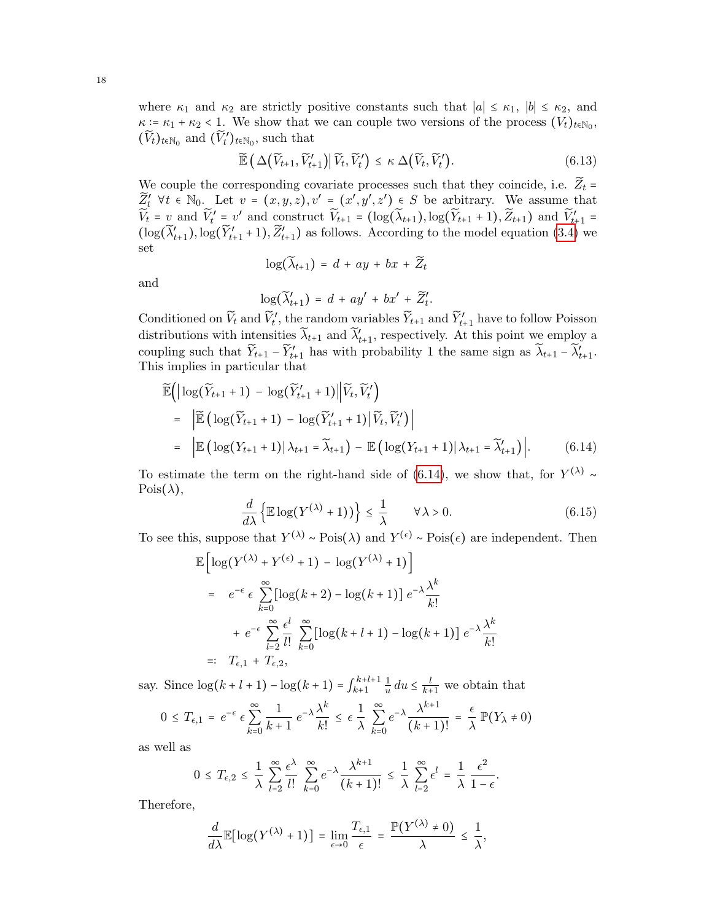where $\kappa_1$ and $\kappa_2$ are strictly positive constants such that $|a| \le \kappa_1$, $|b| \le \kappa_2$, and $\kappa := \kappa_1 + \kappa_2 < 1$. We show that we can couple two versions of the process $(V_t)_{t\in\mathbb{N}_0}$, $(\widetilde{V}_t)_{t\in\mathbb{N}_0}$ and $(\widetilde{V}_t')_{t\in\mathbb{N}_0}$, such that

$$\widetilde{\mathbb{E}}\left(\Delta(\widetilde{V}_{t+1}, \widetilde{V}_{t+1}') \middle| \widetilde{V}_t, \widetilde{V}_t'\right) \le \kappa\, \Delta(\widetilde{V}_t, \widetilde{V}_t'). \tag{6.13}$$

We couple the corresponding covariate processes such that they coincide, i.e. $\widetilde{Z}_t = \widetilde{Z}_t'$ $\forall t \in \mathbb{N}_0$. Let $v = (x, y, z), v' = (x', y', z') \in S$ be arbitrary. We assume that $\widetilde{V}_t = v$ and $\widetilde{V}_t' = v'$ and construct $\widetilde{V}_{t+1} = (\log(\widetilde{\lambda}_{t+1}), \log(\widetilde{Y}_{t+1}+1), \widetilde{Z}_{t+1})$ and $\widetilde{V}_{t+1}' = (\log(\widetilde{\lambda}_{t+1}'), \log(\widetilde{Y}_{t+1}'+1), \widetilde{Z}_{t+1}')$ as follows. According to the model equation (3.4) we set

$$\log(\widetilde{\lambda}_{t+1}) = d + ay + bx + \widetilde{Z}_t$$

and

$$\log(\widetilde{\lambda}_{t+1}') = d + ay' + bx' + \widetilde{Z}_t'.$$

Conditioned on $\widetilde{V}_t$ and $\widetilde{V}_t'$, the random variables $\widetilde{Y}_{t+1}$ and $\widetilde{Y}_{t+1}'$ have to follow Poisson distributions with intensities $\widetilde{\lambda}_{t+1}$ and $\widetilde{\lambda}_{t+1}'$, respectively. At this point we employ a coupling such that $\widetilde{Y}_{t+1} - \widetilde{Y}_{t+1}'$ has with probability 1 the same sign as $\widetilde{\lambda}_{t+1} - \widetilde{\lambda}_{t+1}'$. This implies in particular that

$$\begin{aligned}
&\widetilde{\mathbb{E}}\left(\left|\log(\widetilde{Y}_{t+1}+1) - \log(\widetilde{Y}_{t+1}'+1)\right| \middle| \widetilde{V}_t, \widetilde{V}_t'\right) \\
&= \left|\widetilde{\mathbb{E}}\left(\log(\widetilde{Y}_{t+1}+1) - \log(\widetilde{Y}_{t+1}'+1) \middle| \widetilde{V}_t, \widetilde{V}_t'\right)\right| \\
&= \left|\mathbb{E}\left(\log(Y_{t+1}+1) \middle| \lambda_{t+1} = \widetilde{\lambda}_{t+1}\right) - \mathbb{E}\left(\log(Y_{t+1}+1) \middle| \lambda_{t+1} = \widetilde{\lambda}_{t+1}'\right)\right|.
\end{aligned} \tag{6.14}$$

To estimate the term on the right-hand side of (6.14), we show that, for $Y^{(\lambda)} \sim \mathrm{Pois}(\lambda)$,

$$\frac{d}{d\lambda}\left\{\mathbb{E}\log(Y^{(\lambda)}+1))\right\} \le \frac{1}{\lambda} \qquad \forall\, \lambda > 0. \tag{6.15}$$

To see this, suppose that $Y^{(\lambda)} \sim \mathrm{Pois}(\lambda)$ and $Y^{(\epsilon)} \sim \mathrm{Pois}(\epsilon)$ are independent. Then

$$\begin{aligned}
&\mathbb{E}\left[\log(Y^{(\lambda)} + Y^{(\epsilon)} + 1) - \log(Y^{(\lambda)}+1)\right] \\
&= e^{-\epsilon}\,\epsilon \sum_{k=0}^{\infty}\left[\log(k+2) - \log(k+1)\right] e^{-\lambda}\frac{\lambda^k}{k!} \\
&\quad + e^{-\epsilon}\sum_{l=2}^{\infty}\frac{\epsilon^l}{l!}\sum_{k=0}^{\infty}\left[\log(k+l+1) - \log(k+1)\right] e^{-\lambda}\frac{\lambda^k}{k!} \\
&=: T_{\epsilon,1} + T_{\epsilon,2},
\end{aligned}$$

say. Since $\log(k+l+1) - \log(k+1) = \int_{k+1}^{k+l+1}\frac{1}{u}\,du \le \frac{l}{k+1}$ we obtain that

$$0 \le T_{\epsilon,1} = e^{-\epsilon}\,\epsilon \sum_{k=0}^{\infty}\frac{1}{k+1}\,e^{-\lambda}\frac{\lambda^k}{k!} \le \epsilon\,\frac{1}{\lambda}\sum_{k=0}^{\infty}e^{-\lambda}\frac{\lambda^{k+1}}{(k+1)!} = \frac{\epsilon}{\lambda}\,\mathbb{P}(Y_\lambda \ne 0)$$

as well as

$$0 \le T_{\epsilon,2} \le \frac{1}{\lambda}\sum_{l=2}^{\infty}\frac{\epsilon^\lambda}{l!}\sum_{k=0}^{\infty}e^{-\lambda}\frac{\lambda^{k+1}}{(k+1)!} \le \frac{1}{\lambda}\sum_{l=2}^{\infty}\epsilon^l = \frac{1}{\lambda}\,\frac{\epsilon^2}{1-\epsilon}.$$

Therefore,

$$\frac{d}{d\lambda}\mathbb{E}\left[\log(Y^{(\lambda)}+1)\right] = \lim_{\epsilon\to 0}\frac{T_{\epsilon,1}}{\epsilon} = \frac{\mathbb{P}(Y^{(\lambda)} \ne 0)}{\lambda} \le \frac{1}{\lambda},$$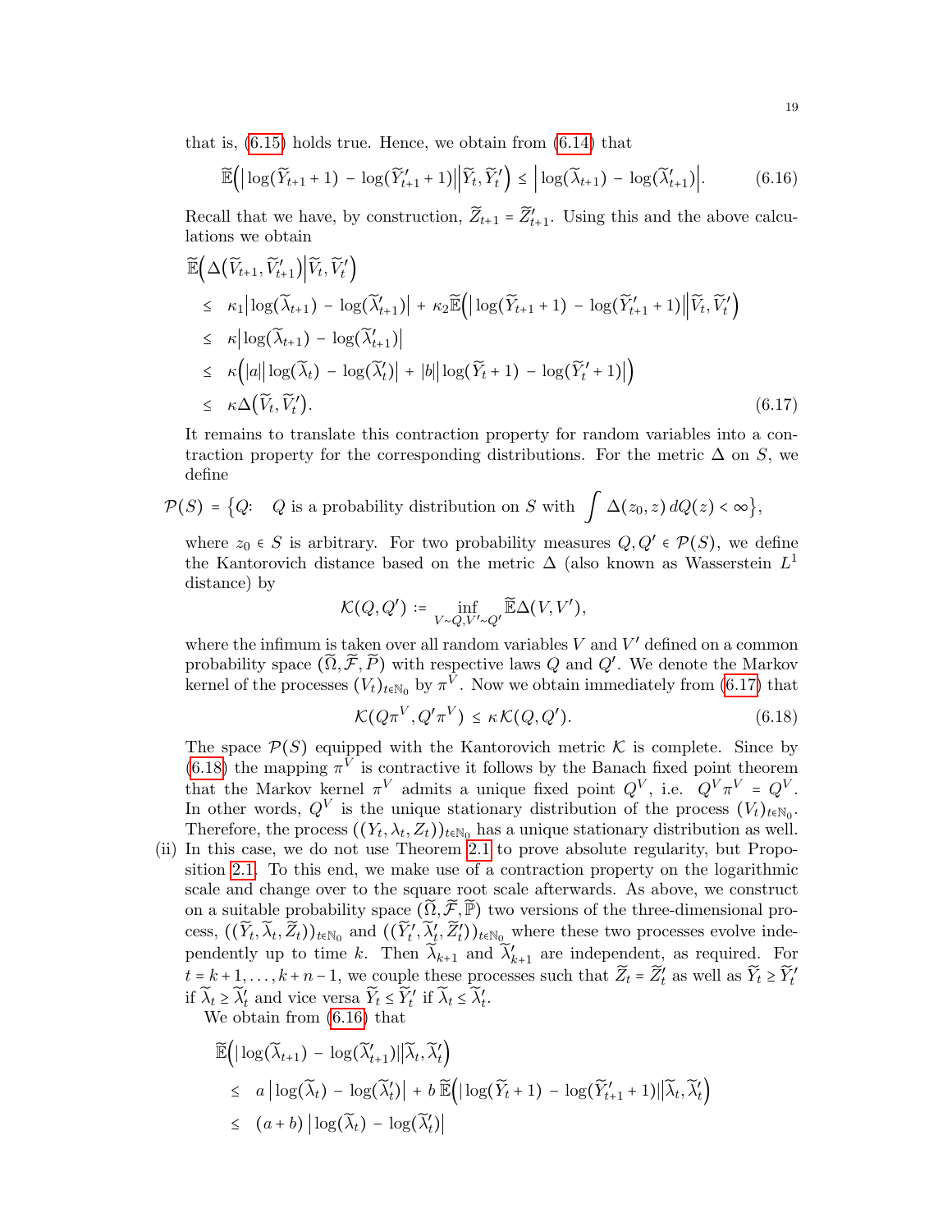that is, (6.15) holds true. Hence, we obtain from (6.14) that

$$\widetilde{\mathbb{E}}\Big(\big|\log(\widetilde{Y}_{t+1}+1) - \log(\widetilde{Y}'_{t+1}+1)\big|\Big|\widetilde{Y}_t, \widetilde{Y}'_t\Big) \le \Big|\log(\widetilde{\lambda}_{t+1}) - \log(\widetilde{\lambda}'_{t+1})\Big|. \tag{6.16}$$

Recall that we have, by construction, $\widetilde{Z}_{t+1} = \widetilde{Z}'_{t+1}$. Using this and the above calculations we obtain

$$\begin{aligned}
&\widetilde{\mathbb{E}}\Big(\Delta\big(\widetilde{V}_{t+1}, \widetilde{V}'_{t+1}\big)\Big|\widetilde{V}_t, \widetilde{V}'_t\Big) \\
&\le \kappa_1\big|\log(\widetilde{\lambda}_{t+1}) - \log(\widetilde{\lambda}'_{t+1})\big| + \kappa_2\widetilde{\mathbb{E}}\Big(\big|\log(\widetilde{Y}_{t+1}+1) - \log(\widetilde{Y}'_{t+1}+1)\big|\Big|\widetilde{V}_t, \widetilde{V}'_t\Big) \\
&\le \kappa\big|\log(\widetilde{\lambda}_{t+1}) - \log(\widetilde{\lambda}'_{t+1})\big| \\
&\le \kappa\Big(|a|\big|\log(\widetilde{\lambda}_t) - \log(\widetilde{\lambda}'_t)\big| + |b|\big|\log(\widetilde{Y}_t+1) - \log(\widetilde{Y}'_t+1)\big|\Big) \\
&\le \kappa\Delta\big(\widetilde{V}_t, \widetilde{V}'_t\big).
\end{aligned} \tag{6.17}$$

It remains to translate this contraction property for random variables into a contraction property for the corresponding distributions. For the metric $\Delta$ on $S$, we define

$$\mathcal{P}(S) = \Big\{Q\colon\quad Q \text{ is a probability distribution on } S \text{ with } \int \Delta(z_0, z)\,dQ(z) < \infty\Big\},$$

where $z_0 \in S$ is arbitrary. For two probability measures $Q, Q' \in \mathcal{P}(S)$, we define the Kantorovich distance based on the metric $\Delta$ (also known as Wasserstein $L^1$ distance) by

$$\mathcal{K}(Q, Q') := \inf_{V\sim Q, V'\sim Q'} \widetilde{\mathbb{E}}\Delta(V, V'),$$

where the infimum is taken over all random variables $V$ and $V'$ defined on a common probability space $(\widetilde{\Omega}, \widetilde{\mathcal{F}}, \widetilde{P})$ with respective laws $Q$ and $Q'$. We denote the Markov kernel of the processes $(V_t)_{t\in\mathbb{N}_0}$ by $\pi^V$. Now we obtain immediately from (6.17) that

$$\mathcal{K}(Q\pi^V, Q'\pi^V) \le \kappa\,\mathcal{K}(Q, Q'). \tag{6.18}$$

The space $\mathcal{P}(S)$ equipped with the Kantorovich metric $\mathcal{K}$ is complete. Since by (6.18) the mapping $\pi^V$ is contractive it follows by the Banach fixed point theorem that the Markov kernel $\pi^V$ admits a unique fixed point $Q^V$, i.e. $Q^V\pi^V = Q^V$. In other words, $Q^V$ is the unique stationary distribution of the process $(V_t)_{t\in\mathbb{N}_0}$. Therefore, the process $((Y_t, \lambda_t, Z_t))_{t\in\mathbb{N}_0}$ has a unique stationary distribution as well.

(ii) In this case, we do not use Theorem 2.1 to prove absolute regularity, but Proposition 2.1. To this end, we make use of a contraction property on the logarithmic scale and change over to the square root scale afterwards. As above, we construct on a suitable probability space $(\widetilde{\Omega}, \widetilde{\mathcal{F}}, \widetilde{\mathbb{P}})$ two versions of the three-dimensional process, $((\widetilde{Y}_t, \widetilde{\lambda}_t, \widetilde{Z}_t))_{t\in\mathbb{N}_0}$ and $((\widetilde{Y}'_t, \widetilde{\lambda}'_t, \widetilde{Z}'_t))_{t\in\mathbb{N}_0}$ where these two processes evolve independently up to time $k$. Then $\widetilde{\lambda}_{k+1}$ and $\widetilde{\lambda}'_{k+1}$ are independent, as required. For $t = k+1, \ldots, k+n-1$, we couple these processes such that $\widetilde{Z}_t = \widetilde{Z}'_t$ as well as $\widetilde{Y}_t \ge \widetilde{Y}'_t$ if $\widetilde{\lambda}_t \ge \widetilde{\lambda}'_t$ and vice versa $\widetilde{Y}_t \le \widetilde{Y}'_t$ if $\widetilde{\lambda}_t \le \widetilde{\lambda}'_t$.

We obtain from (6.16) that

$$\begin{aligned}
&\widetilde{\mathbb{E}}\Big(\big|\log(\widetilde{\lambda}_{t+1}) - \log(\widetilde{\lambda}'_{t+1})\big|\Big|\widetilde{\lambda}_t, \widetilde{\lambda}'_t\Big) \\
&\le a\,\big|\log(\widetilde{\lambda}_t) - \log(\widetilde{\lambda}'_t)\big| + b\,\widetilde{\mathbb{E}}\Big(\big|\log(\widetilde{Y}_t+1) - \log(\widetilde{Y}'_{t+1}+1)\big|\Big|\widetilde{\lambda}_t, \widetilde{\lambda}'_t\Big) \\
&\le (a+b)\,\big|\log(\widetilde{\lambda}_t) - \log(\widetilde{\lambda}'_t)\big|
\end{aligned}$$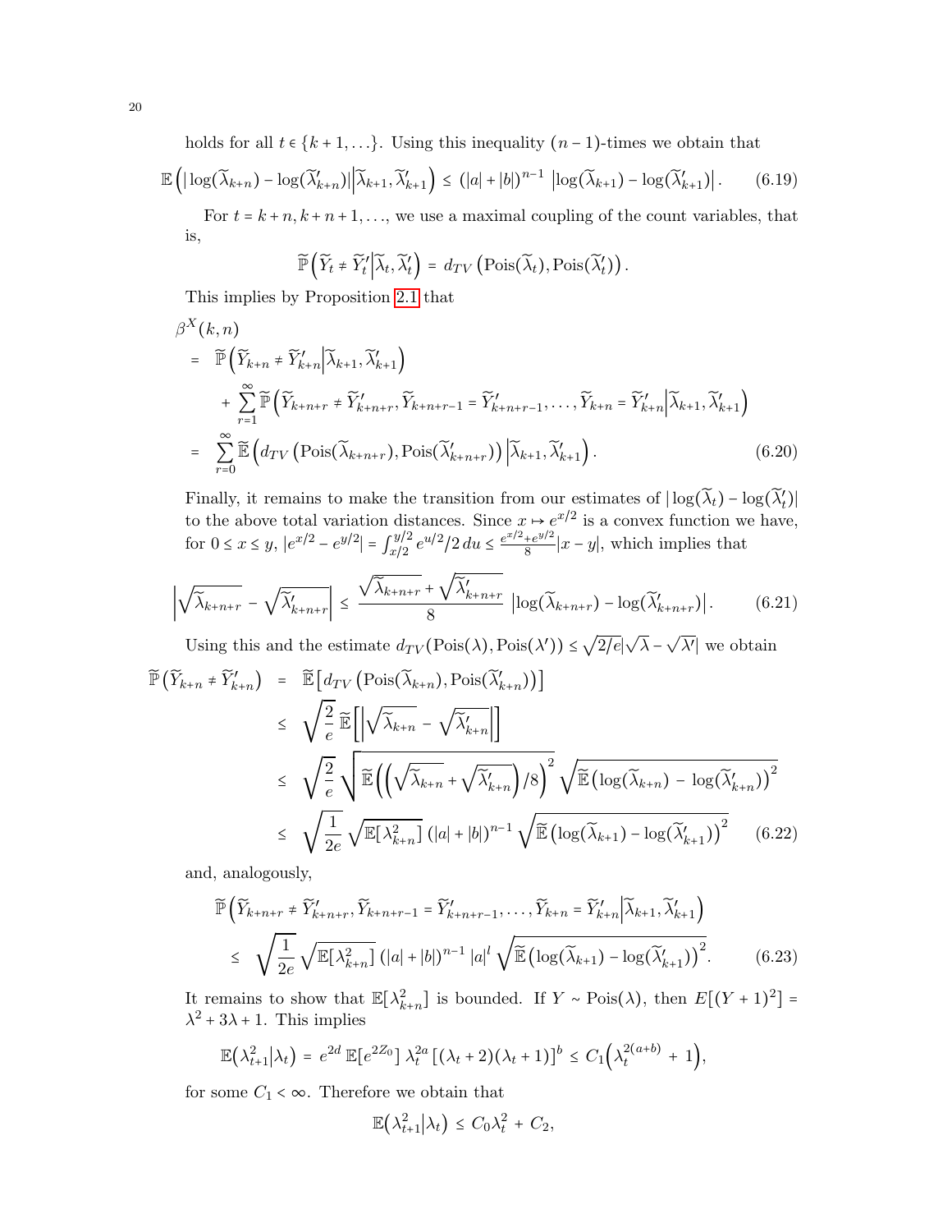holds for all $t \in \{k+1, \ldots\}$. Using this inequality $(n-1)$-times we obtain that

$$\mathbb{E}\Big(|\log(\widetilde{\lambda}_{k+n}) - \log(\widetilde{\lambda}'_{k+n})|\Big|\widetilde{\lambda}_{k+1}, \widetilde{\lambda}'_{k+1}\Big) \le (|a|+|b|)^{n-1}\,\left|\log(\widetilde{\lambda}_{k+1}) - \log(\widetilde{\lambda}'_{k+1})\right|. \tag{6.19}$$

For $t = k+n, k+n+1, \ldots$, we use a maximal coupling of the count variables, that is,

$$\widetilde{\mathbb{P}}\Big(\widetilde{Y}_t \neq \widetilde{Y}'_t\Big|\widetilde{\lambda}_t, \widetilde{\lambda}'_t\Big) = d_{TV}\left(\mathrm{Pois}(\widetilde{\lambda}_t), \mathrm{Pois}(\widetilde{\lambda}'_t)\right).$$

This implies by Proposition 2.1 that

$$\begin{aligned}
&\beta^X(k,n)\\
&= \widetilde{\mathbb{P}}\Big(\widetilde{Y}_{k+n} \neq \widetilde{Y}'_{k+n}\Big|\widetilde{\lambda}_{k+1}, \widetilde{\lambda}'_{k+1}\Big)\\
&\quad + \sum_{r=1}^{\infty} \widetilde{\mathbb{P}}\Big(\widetilde{Y}_{k+n+r} \neq \widetilde{Y}'_{k+n+r}, \widetilde{Y}_{k+n+r-1} = \widetilde{Y}'_{k+n+r-1}, \ldots, \widetilde{Y}_{k+n} = \widetilde{Y}'_{k+n}\Big|\widetilde{\lambda}_{k+1}, \widetilde{\lambda}'_{k+1}\Big)\\
&= \sum_{r=0}^{\infty} \widetilde{\mathbb{E}}\Big(d_{TV}\left(\mathrm{Pois}(\widetilde{\lambda}_{k+n+r}), \mathrm{Pois}(\widetilde{\lambda}'_{k+n+r})\right)\Big|\widetilde{\lambda}_{k+1}, \widetilde{\lambda}'_{k+1}\Big).
\end{aligned} \tag{6.20}$$

Finally, it remains to make the transition from our estimates of $|\log(\widetilde{\lambda}_t) - \log(\widetilde{\lambda}'_t)|$ to the above total variation distances. Since $x \mapsto e^{x/2}$ is a convex function we have, for $0 \le x \le y$, $|e^{x/2} - e^{y/2}| = \int_{x/2}^{y/2} e^{u/2}/2\,du \le \frac{e^{x/2}+e^{y/2}}{8}|x-y|$, which implies that

$$\left|\sqrt{\widetilde{\lambda}_{k+n+r}} - \sqrt{\widetilde{\lambda}'_{k+n+r}}\right| \le \frac{\sqrt{\widetilde{\lambda}_{k+n+r}} + \sqrt{\widetilde{\lambda}'_{k+n+r}}}{8}\,\left|\log(\widetilde{\lambda}_{k+n+r}) - \log(\widetilde{\lambda}'_{k+n+r})\right|. \tag{6.21}$$

Using this and the estimate $d_{TV}(\mathrm{Pois}(\lambda), \mathrm{Pois}(\lambda')) \le \sqrt{2/e}|\sqrt{\lambda} - \sqrt{\lambda'}|$ we obtain

$$\begin{aligned}
\widetilde{\mathbb{P}}\big(\widetilde{Y}_{k+n} \neq \widetilde{Y}'_{k+n}\big) &= \widetilde{\mathbb{E}}\big[d_{TV}\left(\mathrm{Pois}(\widetilde{\lambda}_{k+n}), \mathrm{Pois}(\widetilde{\lambda}'_{k+n})\right)\big]\\
&\le \sqrt{\frac{2}{e}}\,\widetilde{\mathbb{E}}\Big[\Big|\sqrt{\widetilde{\lambda}_{k+n}} - \sqrt{\widetilde{\lambda}'_{k+n}}\Big|\Big]\\
&\le \sqrt{\frac{2}{e}}\sqrt{\widetilde{\mathbb{E}}\Big(\Big(\sqrt{\widetilde{\lambda}_{k+n}} + \sqrt{\widetilde{\lambda}'_{k+n}}\Big)/8\Big)^2}\,\sqrt{\widetilde{\mathbb{E}}\big(\log(\widetilde{\lambda}_{k+n}) - \log(\widetilde{\lambda}'_{k+n})\big)^2}\\
&\le \sqrt{\frac{1}{2e}}\sqrt{\mathbb{E}[\lambda_{k+n}^2]}\,(|a|+|b|)^{n-1}\sqrt{\widetilde{\mathbb{E}}\big(\log(\widetilde{\lambda}_{k+1}) - \log(\widetilde{\lambda}'_{k+1})\big)^2}
\end{aligned} \tag{6.22}$$

and, analogously,

$$\begin{aligned}
&\widetilde{\mathbb{P}}\Big(\widetilde{Y}_{k+n+r} \neq \widetilde{Y}'_{k+n+r}, \widetilde{Y}_{k+n+r-1} = \widetilde{Y}'_{k+n+r-1}, \ldots, \widetilde{Y}_{k+n} = \widetilde{Y}'_{k+n}\Big|\widetilde{\lambda}_{k+1}, \widetilde{\lambda}'_{k+1}\Big)\\
&\le \sqrt{\frac{1}{2e}}\sqrt{\mathbb{E}[\lambda_{k+n}^2]}\,(|a|+|b|)^{n-1}\,|a|^l\sqrt{\widetilde{\mathbb{E}}\big(\log(\widetilde{\lambda}_{k+1}) - \log(\widetilde{\lambda}'_{k+1})\big)^2}.
\end{aligned} \tag{6.23}$$

It remains to show that $\mathbb{E}[\lambda_{k+n}^2]$ is bounded. If $Y \sim \mathrm{Pois}(\lambda)$, then $E[(Y+1)^2] = \lambda^2 + 3\lambda + 1$. This implies

$$\mathbb{E}\big(\lambda_{t+1}^2\big|\lambda_t\big) = e^{2d}\,\mathbb{E}[e^{2Z_0}]\,\lambda_t^{2a}\left[(\lambda_t+2)(\lambda_t+1)\right]^b \le C_1\Big(\lambda_t^{2(a+b)} + 1\Big),$$

for some $C_1 < \infty$. Therefore we obtain that

$$\mathbb{E}\big(\lambda_{t+1}^2\big|\lambda_t\big) \le C_0\lambda_t^2 + C_2,$$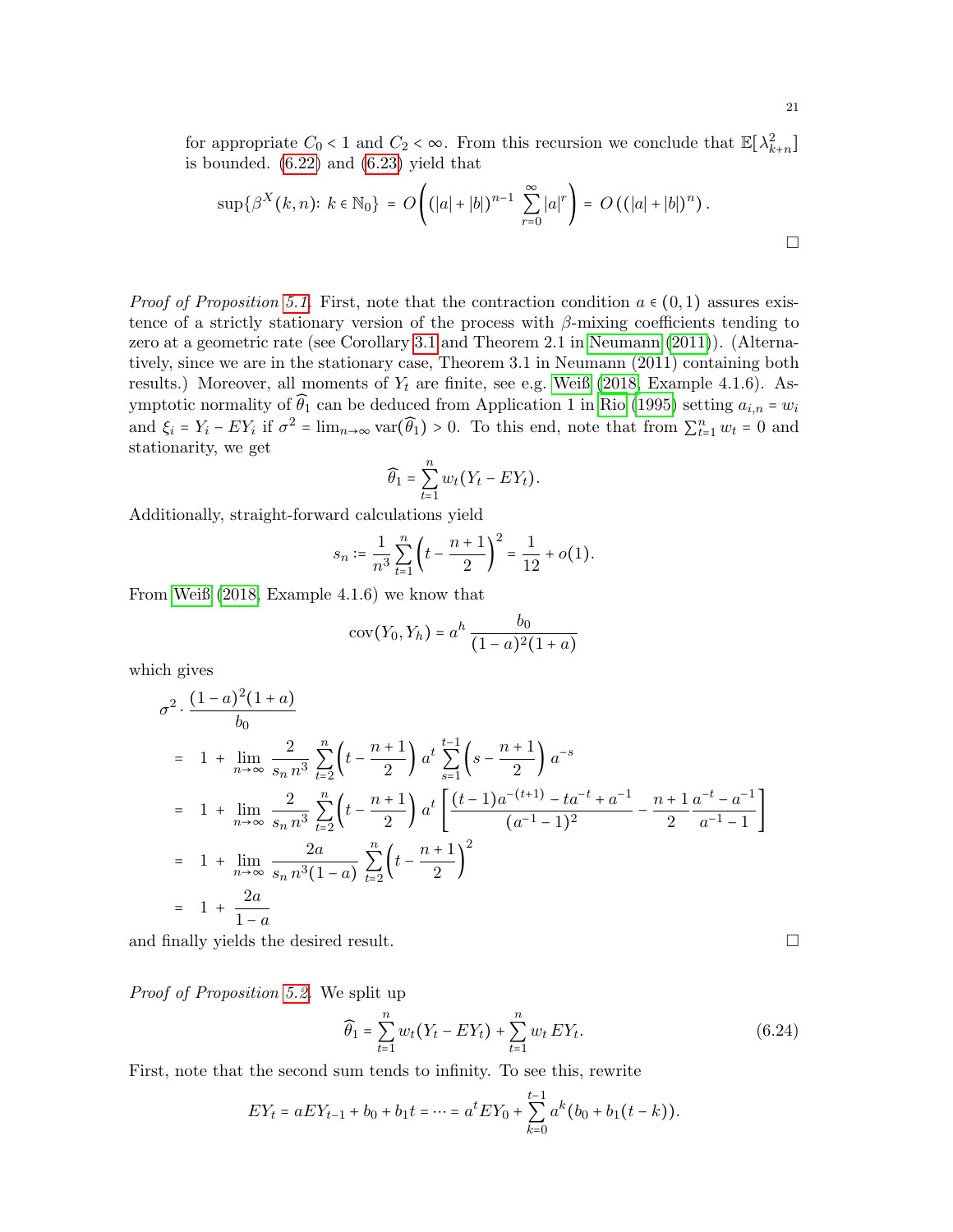for appropriate $C_0 < 1$ and $C_2 < \infty$. From this recursion we conclude that $\mathbb{E}[\lambda_{k+n}^2]$ is bounded. (6.22) and (6.23) yield that

$$\sup\{\beta^X(k,n)\colon k \in \mathbb{N}_0\} = O\left((|a|+|b|)^{n-1} \sum_{r=0}^{\infty} |a|^r\right) = O\left((|a|+|b|)^n\right).$$

□

*Proof of Proposition 5.1.* First, note that the contraction condition $a \in (0,1)$ assures existence of a strictly stationary version of the process with $\beta$-mixing coefficients tending to zero at a geometric rate (see Corollary 3.1 and Theorem 2.1 in Neumann (2011)). (Alternatively, since we are in the stationary case, Theorem 3.1 in Neumann (2011) containing both results.) Moreover, all moments of $Y_t$ are finite, see e.g. Weiß (2018, Example 4.1.6). Asymptotic normality of $\widehat{\theta}_1$ can be deduced from Application 1 in Rio (1995) setting $a_{i,n} = w_i$ and $\xi_i = Y_i - EY_i$ if $\sigma^2 = \lim_{n\to\infty} \operatorname{var}(\widehat{\theta}_1) > 0$. To this end, note that from $\sum_{t=1}^n w_t = 0$ and stationarity, we get

$$\widehat{\theta}_1 = \sum_{t=1}^n w_t (Y_t - EY_t).$$

Additionally, straight-forward calculations yield

$$s_n := \frac{1}{n^3} \sum_{t=1}^n \left(t - \frac{n+1}{2}\right)^2 = \frac{1}{12} + o(1).$$

From Weiß (2018, Example 4.1.6) we know that

$$\operatorname{cov}(Y_0, Y_h) = a^h \, \frac{b_0}{(1-a)^2(1+a)}$$

which gives

$$
\begin{aligned}
&\sigma^2 \cdot \frac{(1-a)^2(1+a)}{b_0} \\
&= \; 1 + \lim_{n\to\infty} \frac{2}{s_n\, n^3} \sum_{t=2}^n \left(t - \frac{n+1}{2}\right) a^t \sum_{s=1}^{t-1} \left(s - \frac{n+1}{2}\right) a^{-s} \\
&= \; 1 + \lim_{n\to\infty} \frac{2}{s_n\, n^3} \sum_{t=2}^n \left(t - \frac{n+1}{2}\right) a^t \left[\frac{(t-1)a^{-(t+1)} - t a^{-t} + a^{-1}}{(a^{-1}-1)^2} - \frac{n+1}{2}\frac{a^{-t} - a^{-1}}{a^{-1}-1}\right] \\
&= \; 1 + \lim_{n\to\infty} \frac{2a}{s_n\, n^3 (1-a)} \sum_{t=2}^n \left(t - \frac{n+1}{2}\right)^2 \\
&= \; 1 + \frac{2a}{1-a}
\end{aligned}
$$

and finally yields the desired result. □

*Proof of Proposition 5.2.* We split up

$$\widehat{\theta}_1 = \sum_{t=1}^n w_t (Y_t - EY_t) + \sum_{t=1}^n w_t \, EY_t. \tag{6.24}$$

First, note that the second sum tends to infinity. To see this, rewrite

$$EY_t = aEY_{t-1} + b_0 + b_1 t = \cdots = a^t EY_0 + \sum_{k=0}^{t-1} a^k (b_0 + b_1(t-k)).$$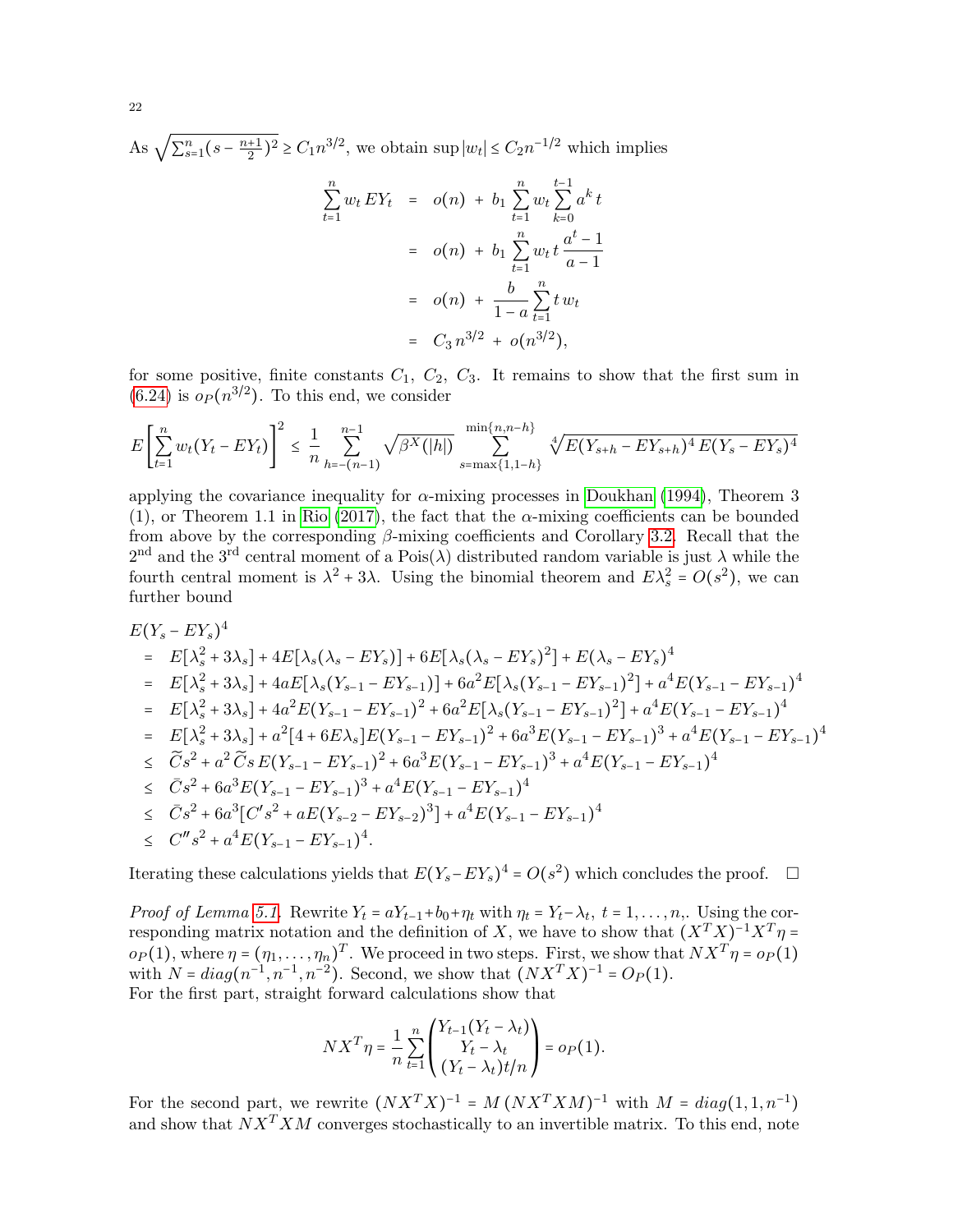As $\sqrt{\sum_{s=1}^{n}(s-\frac{n+1}{2})^2} \geq C_1 n^{3/2}$, we obtain $\sup|w_t| \leq C_2 n^{-1/2}$ which implies

$$
\begin{aligned}
\sum_{t=1}^{n} w_t \, EY_t &= o(n) + b_1 \sum_{t=1}^{n} w_t \sum_{k=0}^{t-1} a^k \, t \\
&= o(n) + b_1 \sum_{t=1}^{n} w_t \, t \, \frac{a^t - 1}{a - 1} \\
&= o(n) + \frac{b}{1-a} \sum_{t=1}^{n} t \, w_t \\
&= C_3 \, n^{3/2} + o(n^{3/2}),
\end{aligned}
$$

for some positive, finite constants $C_1$, $C_2$, $C_3$. It remains to show that the first sum in (6.24) is $o_P(n^{3/2})$. To this end, we consider

$$
E\left[\sum_{t=1}^{n} w_t (Y_t - EY_t)\right]^2 \leq \frac{1}{n} \sum_{h=-(n-1)}^{n-1} \sqrt{\beta^X(|h|)} \sum_{s=\max\{1,1-h\}}^{\min\{n,n-h\}} \sqrt[4]{E(Y_{s+h} - EY_{s+h})^4 \, E(Y_s - EY_s)^4}
$$

applying the covariance inequality for $\alpha$-mixing processes in Doukhan (1994), Theorem 3 (1), or Theorem 1.1 in Rio (2017), the fact that the $\alpha$-mixing coefficients can be bounded from above by the corresponding $\beta$-mixing coefficients and Corollary 3.2. Recall that the 2[nd] and the 3[rd] central moment of a Pois($\lambda$) distributed random variable is just $\lambda$ while the fourth central moment is $\lambda^2 + 3\lambda$. Using the binomial theorem and $E\lambda_s^2 = O(s^2)$, we can further bound

$$
\begin{aligned}
&E(Y_s - EY_s)^4 \\
&= E[\lambda_s^2 + 3\lambda_s] + 4E[\lambda_s(\lambda_s - EY_s)] + 6E[\lambda_s(\lambda_s - EY_s)^2] + E(\lambda_s - EY_s)^4 \\
&= E[\lambda_s^2 + 3\lambda_s] + 4aE[\lambda_s(Y_{s-1} - EY_{s-1})] + 6a^2 E[\lambda_s(Y_{s-1} - EY_{s-1})^2] + a^4 E(Y_{s-1} - EY_{s-1})^4 \\
&= E[\lambda_s^2 + 3\lambda_s] + 4a^2 E(Y_{s-1} - EY_{s-1})^2 + 6a^2 E[\lambda_s(Y_{s-1} - EY_{s-1})^2] + a^4 E(Y_{s-1} - EY_{s-1})^4 \\
&= E[\lambda_s^2 + 3\lambda_s] + a^2[4 + 6E\lambda_s] E(Y_{s-1} - EY_{s-1})^2 + 6a^3 E(Y_{s-1} - EY_{s-1})^3 + a^4 E(Y_{s-1} - EY_{s-1})^4 \\
&\leq \widetilde{C} s^2 + a^2 \, \widetilde{C} s \, E(Y_{s-1} - EY_{s-1})^2 + 6a^3 E(Y_{s-1} - EY_{s-1})^3 + a^4 E(Y_{s-1} - EY_{s-1})^4 \\
&\leq \bar{C} s^2 + 6a^3 E(Y_{s-1} - EY_{s-1})^3 + a^4 E(Y_{s-1} - EY_{s-1})^4 \\
&\leq \bar{C} s^2 + 6a^3[C' s^2 + aE(Y_{s-2} - EY_{s-2})^3] + a^4 E(Y_{s-1} - EY_{s-1})^4 \\
&\leq C'' s^2 + a^4 E(Y_{s-1} - EY_{s-1})^4.
\end{aligned}
$$

Iterating these calculations yields that $E(Y_s - EY_s)^4 = O(s^2)$ which concludes the proof. $\square$

*Proof of Lemma 5.1.* Rewrite $Y_t = aY_{t-1} + b_0 + \eta_t$ with $\eta_t = Y_t - \lambda_t$, $t = 1, \ldots, n,$. Using the corresponding matrix notation and the definition of $X$, we have to show that $(X^T X)^{-1} X^T \eta = o_P(1)$, where $\eta = (\eta_1, \ldots, \eta_n)^T$. We proceed in two steps. First, we show that $NX^T\eta = o_P(1)$ with $N = diag(n^{-1}, n^{-1}, n^{-2})$. Second, we show that $(NX^T X)^{-1} = O_P(1)$.
For the first part, straight forward calculations show that

$$
NX^T\eta = \frac{1}{n} \sum_{t=1}^{n} \begin{pmatrix} Y_{t-1}(Y_t - \lambda_t) \\ Y_t - \lambda_t \\ (Y_t - \lambda_t)t/n \end{pmatrix} = o_P(1).
$$

For the second part, we rewrite $(NX^T X)^{-1} = M\,(NX^T XM)^{-1}$ with $M = diag(1, 1, n^{-1})$ and show that $NX^T XM$ converges stochastically to an invertible matrix. To this end, note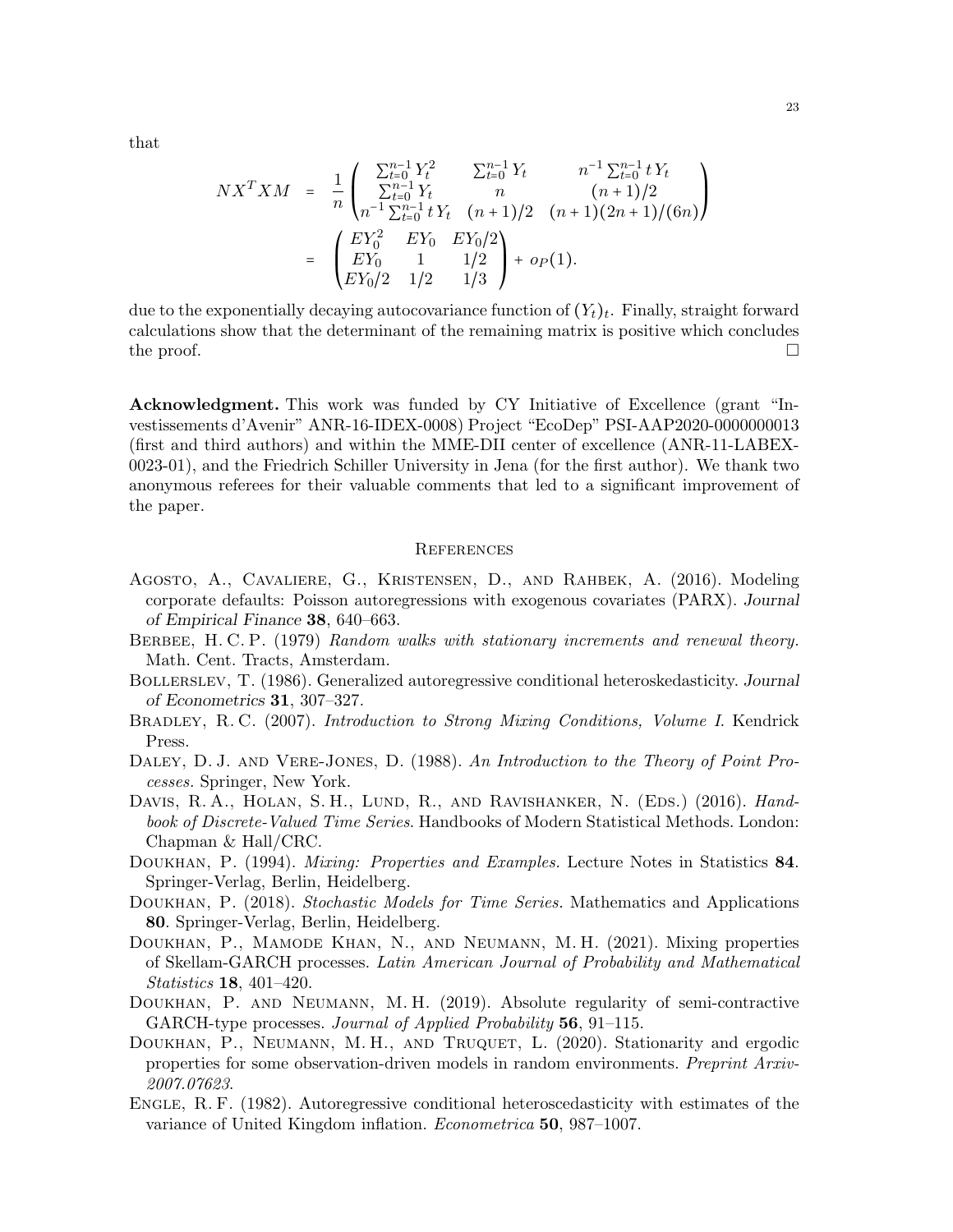that

$$
\begin{aligned}
N X^T X M &= \frac{1}{n} \begin{pmatrix} \sum_{t=0}^{n-1} Y_t^2 & \sum_{t=0}^{n-1} Y_t & n^{-1} \sum_{t=0}^{n-1} t\, Y_t \\ \sum_{t=0}^{n-1} Y_t & n & (n+1)/2 \\ n^{-1} \sum_{t=0}^{n-1} t\, Y_t & (n+1)/2 & (n+1)(2n+1)/(6n) \end{pmatrix} \\
&= \begin{pmatrix} EY_0^2 & EY_0 & EY_0/2 \\ EY_0 & 1 & 1/2 \\ EY_0/2 & 1/2 & 1/3 \end{pmatrix} + o_P(1).
\end{aligned}
$$

due to the exponentially decaying autocovariance function of $(Y_t)_t$. Finally, straight forward calculations show that the determinant of the remaining matrix is positive which concludes the proof. □

**Acknowledgment.** This work was funded by CY Initiative of Excellence (grant "Investissements d'Avenir" ANR-16-IDEX-0008) Project "EcoDep" PSI-AAP2020-0000000013 (first and third authors) and within the MME-DII center of excellence (ANR-11-LABEX-0023-01), and the Friedrich Schiller University in Jena (for the first author). We thank two anonymous referees for their valuable comments that led to a significant improvement of the paper.

## References

Agosto, A., Cavaliere, G., Kristensen, D., and Rahbek, A. (2016). Modeling corporate defaults: Poisson autoregressions with exogenous covariates (PARX). *Journal of Empirical Finance* **38**, 640–663.

Berbee, H. C. P. (1979) *Random walks with stationary increments and renewal theory.* Math. Cent. Tracts, Amsterdam.

Bollerslev, T. (1986). Generalized autoregressive conditional heteroskedasticity. *Journal of Econometrics* **31**, 307–327.

Bradley, R. C. (2007). *Introduction to Strong Mixing Conditions, Volume I.* Kendrick Press.

Daley, D. J. and Vere-Jones, D. (1988). *An Introduction to the Theory of Point Processes.* Springer, New York.

Davis, R. A., Holan, S. H., Lund, R., and Ravishanker, N. (Eds.) (2016). *Handbook of Discrete-Valued Time Series.* Handbooks of Modern Statistical Methods. London: Chapman & Hall/CRC.

Doukhan, P. (1994). *Mixing: Properties and Examples.* Lecture Notes in Statistics **84**. Springer-Verlag, Berlin, Heidelberg.

Doukhan, P. (2018). *Stochastic Models for Time Series.* Mathematics and Applications **80**. Springer-Verlag, Berlin, Heidelberg.

Doukhan, P., Mamode Khan, N., and Neumann, M. H. (2021). Mixing properties of Skellam-GARCH processes. *Latin American Journal of Probability and Mathematical Statistics* **18**, 401–420.

Doukhan, P. and Neumann, M. H. (2019). Absolute regularity of semi-contractive GARCH-type processes. *Journal of Applied Probability* **56**, 91–115.

Doukhan, P., Neumann, M. H., and Truquet, L. (2020). Stationarity and ergodic properties for some observation-driven models in random environments. *Preprint Arxiv-2007.07623.*

Engle, R. F. (1982). Autoregressive conditional heteroscedasticity with estimates of the variance of United Kingdom inflation. *Econometrica* **50**, 987–1007.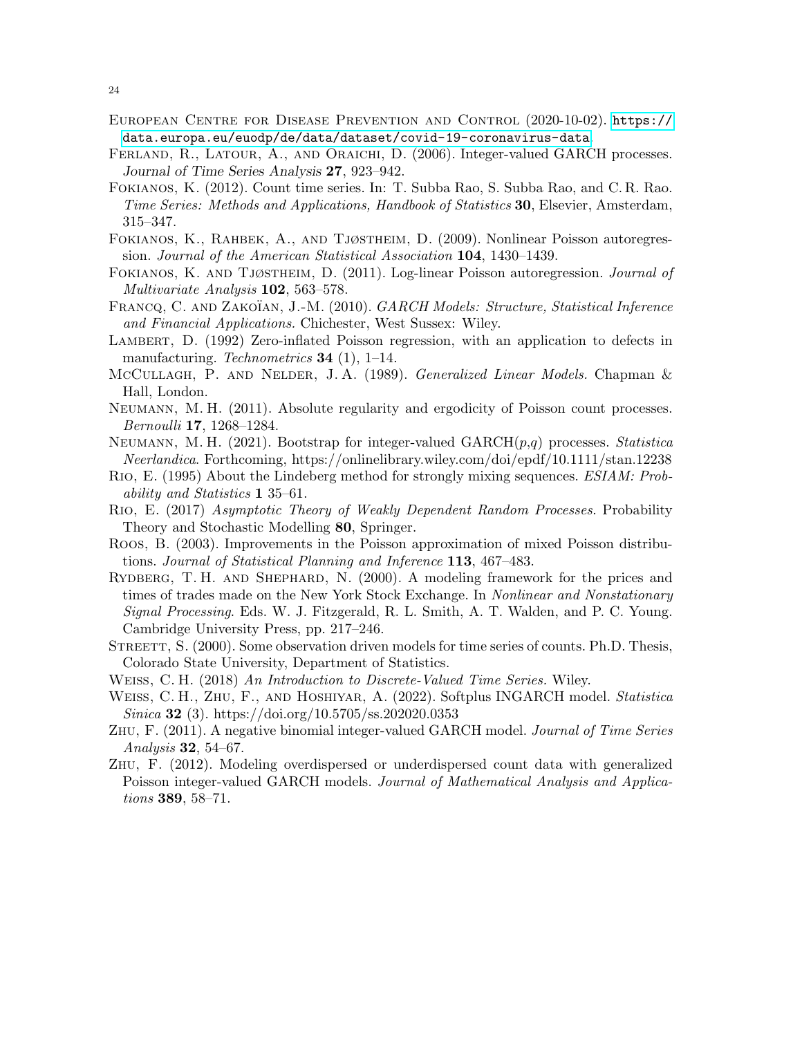European Centre for Disease Prevention and Control (2020-10-02). https://data.europa.eu/euodp/de/data/dataset/covid-19-coronavirus-data.

Ferland, R., Latour, A., and Oraichi, D. (2006). Integer-valued GARCH processes. *Journal of Time Series Analysis* **27**, 923–942.

Fokianos, K. (2012). Count time series. In: T. Subba Rao, S. Subba Rao, and C. R. Rao. *Time Series: Methods and Applications, Handbook of Statistics* **30**, Elsevier, Amsterdam, 315–347.

Fokianos, K., Rahbek, A., and Tjøstheim, D. (2009). Nonlinear Poisson autoregression. *Journal of the American Statistical Association* **104**, 1430–1439.

Fokianos, K. and Tjøstheim, D. (2011). Log-linear Poisson autoregression. *Journal of Multivariate Analysis* **102**, 563–578.

Francq, C. and Zakoïan, J.-M. (2010). *GARCH Models: Structure, Statistical Inference and Financial Applications*. Chichester, West Sussex: Wiley.

Lambert, D. (1992) Zero-inflated Poisson regression, with an application to defects in manufacturing. *Technometrics* **34** (1), 1–14.

McCullagh, P. and Nelder, J. A. (1989). *Generalized Linear Models*. Chapman & Hall, London.

Neumann, M. H. (2011). Absolute regularity and ergodicity of Poisson count processes. *Bernoulli* **17**, 1268–1284.

Neumann, M. H. (2021). Bootstrap for integer-valued GARCH($p$,$q$) processes. *Statistica Neerlandica*. Forthcoming, https://onlinelibrary.wiley.com/doi/epdf/10.1111/stan.12238

Rio, E. (1995) About the Lindeberg method for strongly mixing sequences. *ESIAM: Probability and Statistics* **1** 35–61.

Rio, E. (2017) *Asymptotic Theory of Weakly Dependent Random Processes.* Probability Theory and Stochastic Modelling **80**, Springer.

Roos, B. (2003). Improvements in the Poisson approximation of mixed Poisson distributions. *Journal of Statistical Planning and Inference* **113**, 467–483.

Rydberg, T. H. and Shephard, N. (2000). A modeling framework for the prices and times of trades made on the New York Stock Exchange. In *Nonlinear and Nonstationary Signal Processing*. Eds. W. J. Fitzgerald, R. L. Smith, A. T. Walden, and P. C. Young. Cambridge University Press, pp. 217–246.

Streett, S. (2000). Some observation driven models for time series of counts. Ph.D. Thesis, Colorado State University, Department of Statistics.

Weiss, C. H. (2018) *An Introduction to Discrete-Valued Time Series.* Wiley.

Weiss, C. H., Zhu, F., and Hoshiyar, A. (2022). Softplus INGARCH model. *Statistica Sinica* **32** (3). https://doi.org/10.5705/ss.202020.0353

Zhu, F. (2011). A negative binomial integer-valued GARCH model. *Journal of Time Series Analysis* **32**, 54–67.

Zhu, F. (2012). Modeling overdispersed or underdispersed count data with generalized Poisson integer-valued GARCH models. *Journal of Mathematical Analysis and Applications* **389**, 58–71.